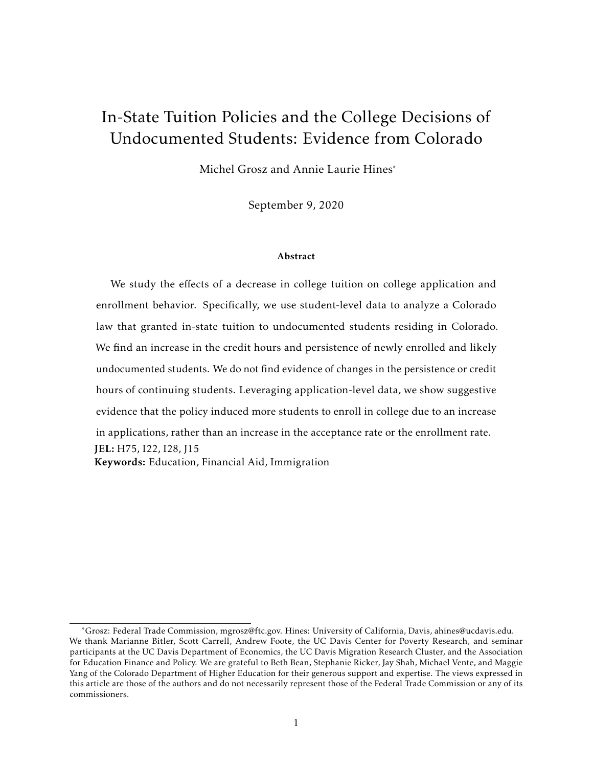# In-State Tuition Policies and the College Decisions of Undocumented Students: Evidence from Colorado

Michel Grosz and Annie Laurie Hines*

September 9, 2020

### Abstract

We study the effects of a decrease in college tuition on college application and enrollment behavior. Specifically, we use student-level data to analyze a Colorado law that granted in-state tuition to undocumented students residing in Colorado. We find an increase in the credit hours and persistence of newly enrolled and likely undocumented students. We do not find evidence of changes in the persistence or credit hours of continuing students. Leveraging application-level data, we show suggestive evidence that the policy induced more students to enroll in college due to an increase in applications, rather than an increase in the acceptance rate or the enrollment rate.

**JEL:** H75, I22, I28, J15

**Keywords:** Education, Financial Aid, Immigration

---

*Grosz: Federal Trade Commission, mgrosz@ftc.gov. Hines: University of California, Davis, ahines@ucdavis.edu. We thank Marianne Bitler, Scott Carrell, Andrew Foote, the UC Davis Center for Poverty Research, and seminar participants at the UC Davis Department of Economics, the UC Davis Migration Research Cluster, and the Association for Education Finance and Policy. We are grateful to Beth Bean, Stephanie Ricker, Jay Shah, Michael Vente, and Maggie Yang of the Colorado Department of Higher Education for their generous support and expertise. The views expressed in this article are those of the authors and do not necessarily represent those of the Federal Trade Commission or any of its commissioners.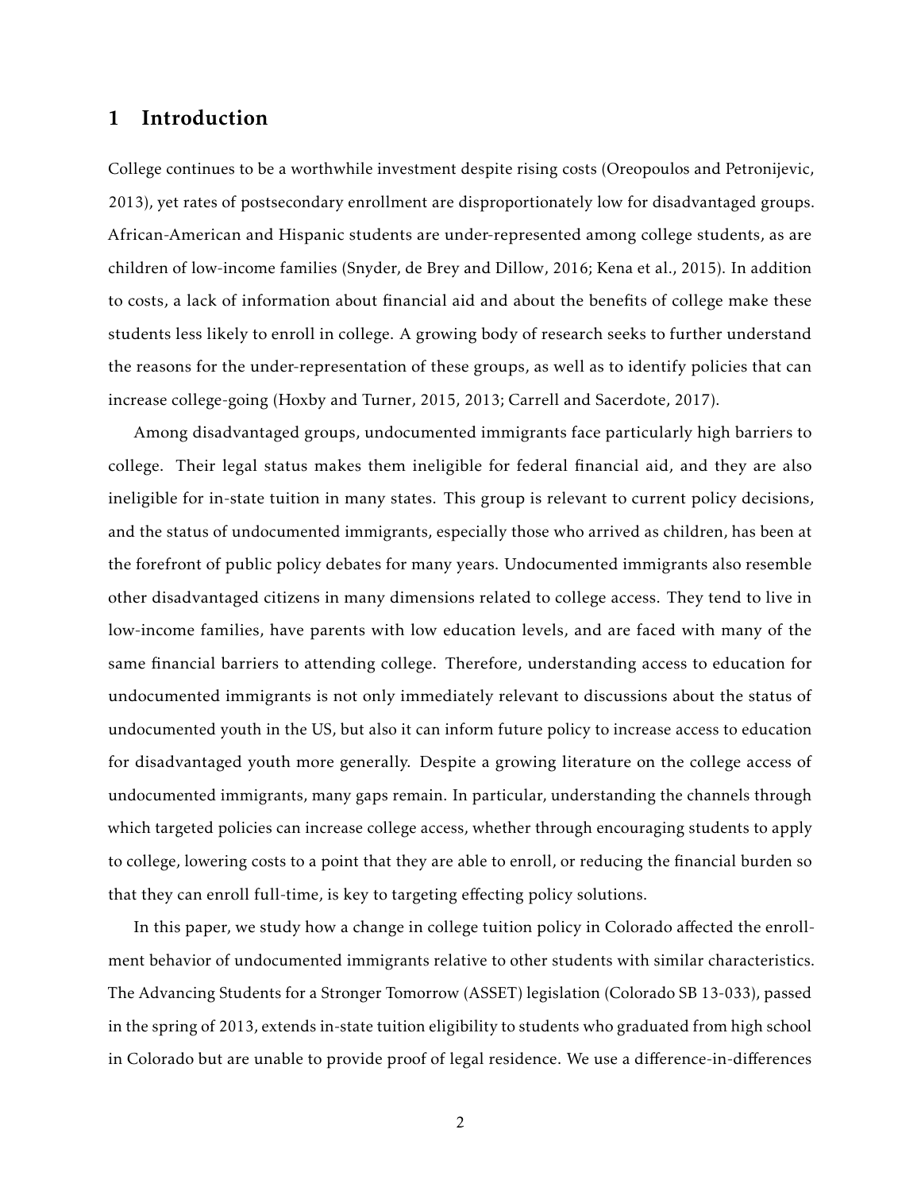## 1 Introduction

College continues to be a worthwhile investment despite rising costs (Oreopoulos and Petronijevic, 2013), yet rates of postsecondary enrollment are disproportionately low for disadvantaged groups. African-American and Hispanic students are under-represented among college students, as are children of low-income families (Snyder, de Brey and Dillow, 2016; Kena et al., 2015). In addition to costs, a lack of information about financial aid and about the benefits of college make these students less likely to enroll in college. A growing body of research seeks to further understand the reasons for the under-representation of these groups, as well as to identify policies that can increase college-going (Hoxby and Turner, 2015, 2013; Carrell and Sacerdote, 2017).

Among disadvantaged groups, undocumented immigrants face particularly high barriers to college. Their legal status makes them ineligible for federal financial aid, and they are also ineligible for in-state tuition in many states. This group is relevant to current policy decisions, and the status of undocumented immigrants, especially those who arrived as children, has been at the forefront of public policy debates for many years. Undocumented immigrants also resemble other disadvantaged citizens in many dimensions related to college access. They tend to live in low-income families, have parents with low education levels, and are faced with many of the same financial barriers to attending college. Therefore, understanding access to education for undocumented immigrants is not only immediately relevant to discussions about the status of undocumented youth in the US, but also it can inform future policy to increase access to education for disadvantaged youth more generally. Despite a growing literature on the college access of undocumented immigrants, many gaps remain. In particular, understanding the channels through which targeted policies can increase college access, whether through encouraging students to apply to college, lowering costs to a point that they are able to enroll, or reducing the financial burden so that they can enroll full-time, is key to targeting effecting policy solutions.

In this paper, we study how a change in college tuition policy in Colorado affected the enrollment behavior of undocumented immigrants relative to other students with similar characteristics. The Advancing Students for a Stronger Tomorrow (ASSET) legislation (Colorado SB 13-033), passed in the spring of 2013, extends in-state tuition eligibility to students who graduated from high school in Colorado but are unable to provide proof of legal residence. We use a difference-in-differences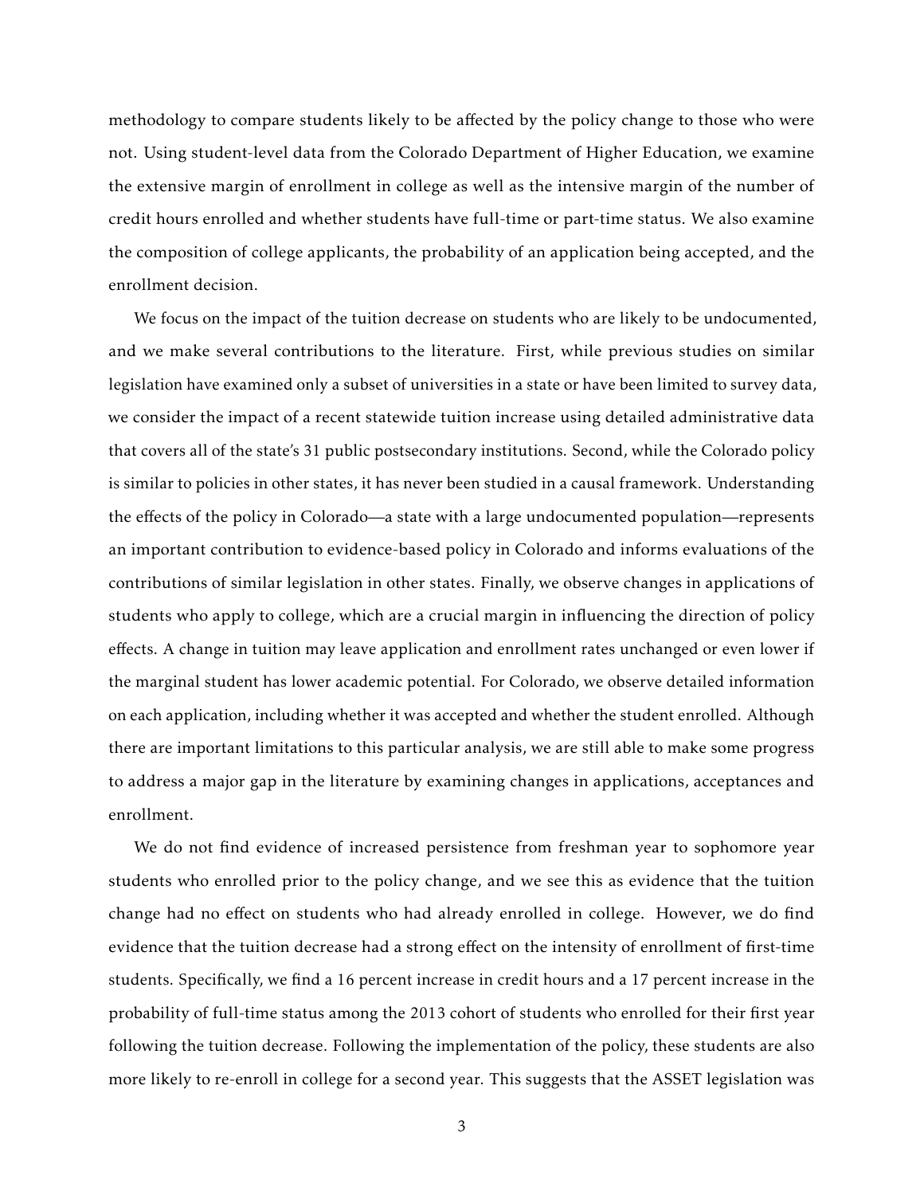methodology to compare students likely to be affected by the policy change to those who were not. Using student-level data from the Colorado Department of Higher Education, we examine the extensive margin of enrollment in college as well as the intensive margin of the number of credit hours enrolled and whether students have full-time or part-time status. We also examine the composition of college applicants, the probability of an application being accepted, and the enrollment decision.

We focus on the impact of the tuition decrease on students who are likely to be undocumented, and we make several contributions to the literature. First, while previous studies on similar legislation have examined only a subset of universities in a state or have been limited to survey data, we consider the impact of a recent statewide tuition increase using detailed administrative data that covers all of the state's 31 public postsecondary institutions. Second, while the Colorado policy is similar to policies in other states, it has never been studied in a causal framework. Understanding the effects of the policy in Colorado—a state with a large undocumented population—represents an important contribution to evidence-based policy in Colorado and informs evaluations of the contributions of similar legislation in other states. Finally, we observe changes in applications of students who apply to college, which are a crucial margin in influencing the direction of policy effects. A change in tuition may leave application and enrollment rates unchanged or even lower if the marginal student has lower academic potential. For Colorado, we observe detailed information on each application, including whether it was accepted and whether the student enrolled. Although there are important limitations to this particular analysis, we are still able to make some progress to address a major gap in the literature by examining changes in applications, acceptances and enrollment.

We do not find evidence of increased persistence from freshman year to sophomore year students who enrolled prior to the policy change, and we see this as evidence that the tuition change had no effect on students who had already enrolled in college. However, we do find evidence that the tuition decrease had a strong effect on the intensity of enrollment of first-time students. Specifically, we find a 16 percent increase in credit hours and a 17 percent increase in the probability of full-time status among the 2013 cohort of students who enrolled for their first year following the tuition decrease. Following the implementation of the policy, these students are also more likely to re-enroll in college for a second year. This suggests that the ASSET legislation was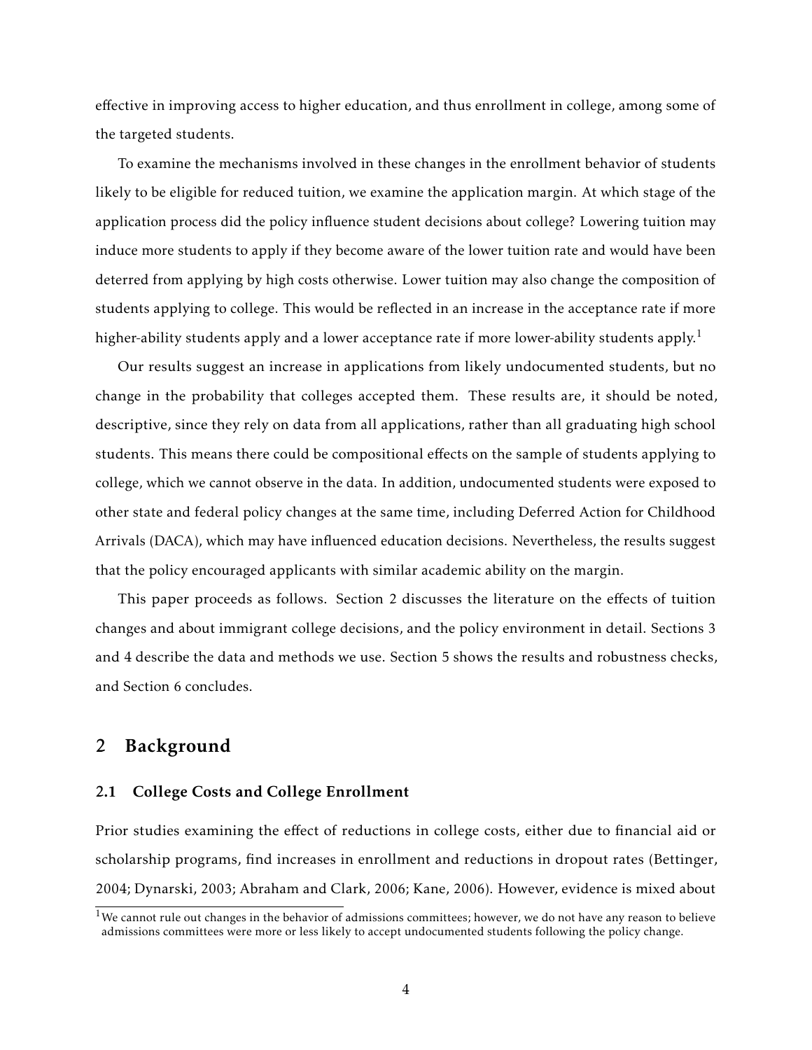effective in improving access to higher education, and thus enrollment in college, among some of the targeted students.

To examine the mechanisms involved in these changes in the enrollment behavior of students likely to be eligible for reduced tuition, we examine the application margin. At which stage of the application process did the policy influence student decisions about college? Lowering tuition may induce more students to apply if they become aware of the lower tuition rate and would have been deterred from applying by high costs otherwise. Lower tuition may also change the composition of students applying to college. This would be reflected in an increase in the acceptance rate if more higher-ability students apply and a lower acceptance rate if more lower-ability students apply.[1]

Our results suggest an increase in applications from likely undocumented students, but no change in the probability that colleges accepted them. These results are, it should be noted, descriptive, since they rely on data from all applications, rather than all graduating high school students. This means there could be compositional effects on the sample of students applying to college, which we cannot observe in the data. In addition, undocumented students were exposed to other state and federal policy changes at the same time, including Deferred Action for Childhood Arrivals (DACA), which may have influenced education decisions. Nevertheless, the results suggest that the policy encouraged applicants with similar academic ability on the margin.

This paper proceeds as follows. Section 2 discusses the literature on the effects of tuition changes and about immigrant college decisions, and the policy environment in detail. Sections 3 and 4 describe the data and methods we use. Section 5 shows the results and robustness checks, and Section 6 concludes.

## 2 Background

### 2.1 College Costs and College Enrollment

Prior studies examining the effect of reductions in college costs, either due to financial aid or scholarship programs, find increases in enrollment and reductions in dropout rates (Bettinger, 2004; Dynarski, 2003; Abraham and Clark, 2006; Kane, 2006). However, evidence is mixed about

[1] We cannot rule out changes in the behavior of admissions committees; however, we do not have any reason to believe admissions committees were more or less likely to accept undocumented students following the policy change.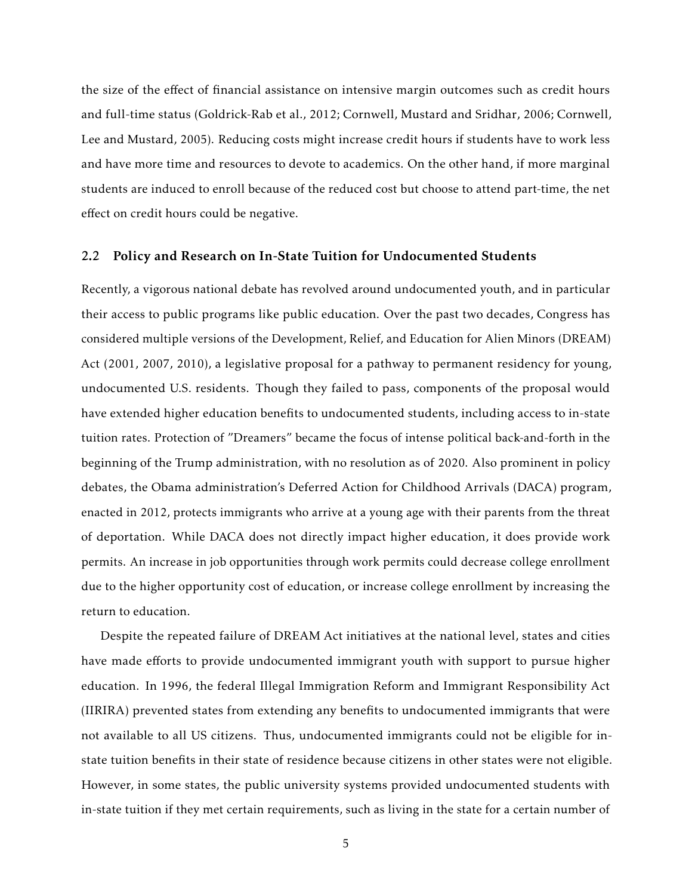the size of the effect of financial assistance on intensive margin outcomes such as credit hours and full-time status (Goldrick-Rab et al., 2012; Cornwell, Mustard and Sridhar, 2006; Cornwell, Lee and Mustard, 2005). Reducing costs might increase credit hours if students have to work less and have more time and resources to devote to academics. On the other hand, if more marginal students are induced to enroll because of the reduced cost but choose to attend part-time, the net effect on credit hours could be negative.

## 2.2 Policy and Research on In-State Tuition for Undocumented Students

Recently, a vigorous national debate has revolved around undocumented youth, and in particular their access to public programs like public education. Over the past two decades, Congress has considered multiple versions of the Development, Relief, and Education for Alien Minors (DREAM) Act (2001, 2007, 2010), a legislative proposal for a pathway to permanent residency for young, undocumented U.S. residents. Though they failed to pass, components of the proposal would have extended higher education benefits to undocumented students, including access to in-state tuition rates. Protection of "Dreamers" became the focus of intense political back-and-forth in the beginning of the Trump administration, with no resolution as of 2020. Also prominent in policy debates, the Obama administration's Deferred Action for Childhood Arrivals (DACA) program, enacted in 2012, protects immigrants who arrive at a young age with their parents from the threat of deportation. While DACA does not directly impact higher education, it does provide work permits. An increase in job opportunities through work permits could decrease college enrollment due to the higher opportunity cost of education, or increase college enrollment by increasing the return to education.

Despite the repeated failure of DREAM Act initiatives at the national level, states and cities have made efforts to provide undocumented immigrant youth with support to pursue higher education. In 1996, the federal Illegal Immigration Reform and Immigrant Responsibility Act (IIRIRA) prevented states from extending any benefits to undocumented immigrants that were not available to all US citizens. Thus, undocumented immigrants could not be eligible for in-state tuition benefits in their state of residence because citizens in other states were not eligible. However, in some states, the public university systems provided undocumented students with in-state tuition if they met certain requirements, such as living in the state for a certain number of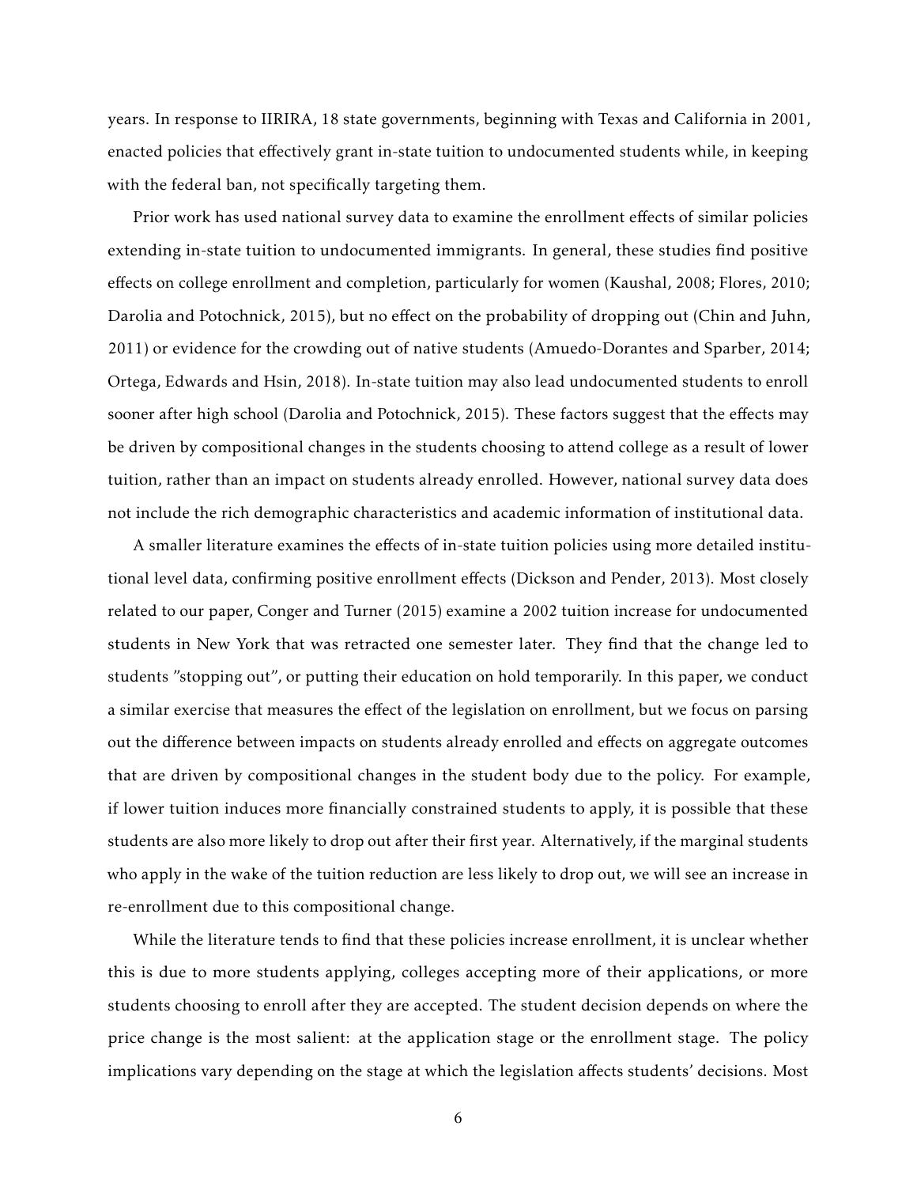years. In response to IIRIRA, 18 state governments, beginning with Texas and California in 2001, enacted policies that effectively grant in-state tuition to undocumented students while, in keeping with the federal ban, not specifically targeting them.

Prior work has used national survey data to examine the enrollment effects of similar policies extending in-state tuition to undocumented immigrants. In general, these studies find positive effects on college enrollment and completion, particularly for women (Kaushal, 2008; Flores, 2010; Darolia and Potochnick, 2015), but no effect on the probability of dropping out (Chin and Juhn, 2011) or evidence for the crowding out of native students (Amuedo-Dorantes and Sparber, 2014; Ortega, Edwards and Hsin, 2018). In-state tuition may also lead undocumented students to enroll sooner after high school (Darolia and Potochnick, 2015). These factors suggest that the effects may be driven by compositional changes in the students choosing to attend college as a result of lower tuition, rather than an impact on students already enrolled. However, national survey data does not include the rich demographic characteristics and academic information of institutional data.

A smaller literature examines the effects of in-state tuition policies using more detailed institutional level data, confirming positive enrollment effects (Dickson and Pender, 2013). Most closely related to our paper, Conger and Turner (2015) examine a 2002 tuition increase for undocumented students in New York that was retracted one semester later. They find that the change led to students "stopping out", or putting their education on hold temporarily. In this paper, we conduct a similar exercise that measures the effect of the legislation on enrollment, but we focus on parsing out the difference between impacts on students already enrolled and effects on aggregate outcomes that are driven by compositional changes in the student body due to the policy. For example, if lower tuition induces more financially constrained students to apply, it is possible that these students are also more likely to drop out after their first year. Alternatively, if the marginal students who apply in the wake of the tuition reduction are less likely to drop out, we will see an increase in re-enrollment due to this compositional change.

While the literature tends to find that these policies increase enrollment, it is unclear whether this is due to more students applying, colleges accepting more of their applications, or more students choosing to enroll after they are accepted. The student decision depends on where the price change is the most salient: at the application stage or the enrollment stage. The policy implications vary depending on the stage at which the legislation affects students' decisions. Most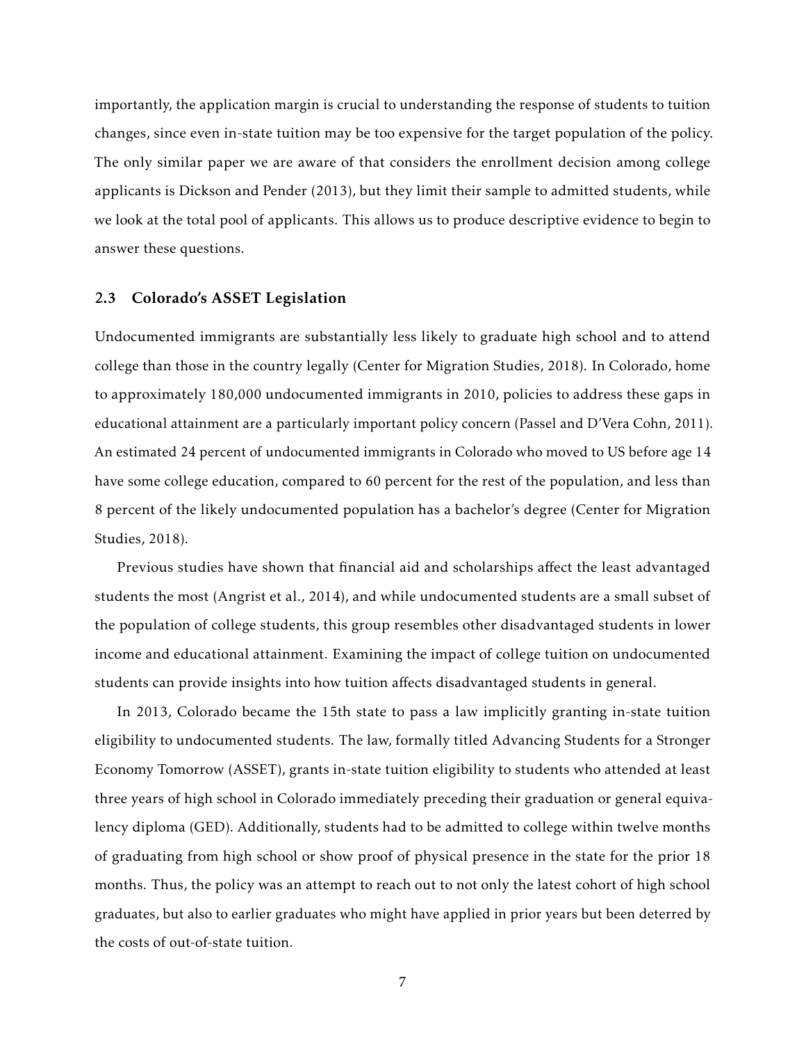importantly, the application margin is crucial to understanding the response of students to tuition changes, since even in-state tuition may be too expensive for the target population of the policy. The only similar paper we are aware of that considers the enrollment decision among college applicants is Dickson and Pender (2013), but they limit their sample to admitted students, while we look at the total pool of applicants. This allows us to produce descriptive evidence to begin to answer these questions.

### 2.3 Colorado's ASSET Legislation

Undocumented immigrants are substantially less likely to graduate high school and to attend college than those in the country legally (Center for Migration Studies, 2018). In Colorado, home to approximately 180,000 undocumented immigrants in 2010, policies to address these gaps in educational attainment are a particularly important policy concern (Passel and D'Vera Cohn, 2011). An estimated 24 percent of undocumented immigrants in Colorado who moved to US before age 14 have some college education, compared to 60 percent for the rest of the population, and less than 8 percent of the likely undocumented population has a bachelor's degree (Center for Migration Studies, 2018).

Previous studies have shown that financial aid and scholarships affect the least advantaged students the most (Angrist et al., 2014), and while undocumented students are a small subset of the population of college students, this group resembles other disadvantaged students in lower income and educational attainment. Examining the impact of college tuition on undocumented students can provide insights into how tuition affects disadvantaged students in general.

In 2013, Colorado became the 15th state to pass a law implicitly granting in-state tuition eligibility to undocumented students. The law, formally titled Advancing Students for a Stronger Economy Tomorrow (ASSET), grants in-state tuition eligibility to students who attended at least three years of high school in Colorado immediately preceding their graduation or general equivalency diploma (GED). Additionally, students had to be admitted to college within twelve months of graduating from high school or show proof of physical presence in the state for the prior 18 months. Thus, the policy was an attempt to reach out to not only the latest cohort of high school graduates, but also to earlier graduates who might have applied in prior years but been deterred by the costs of out-of-state tuition.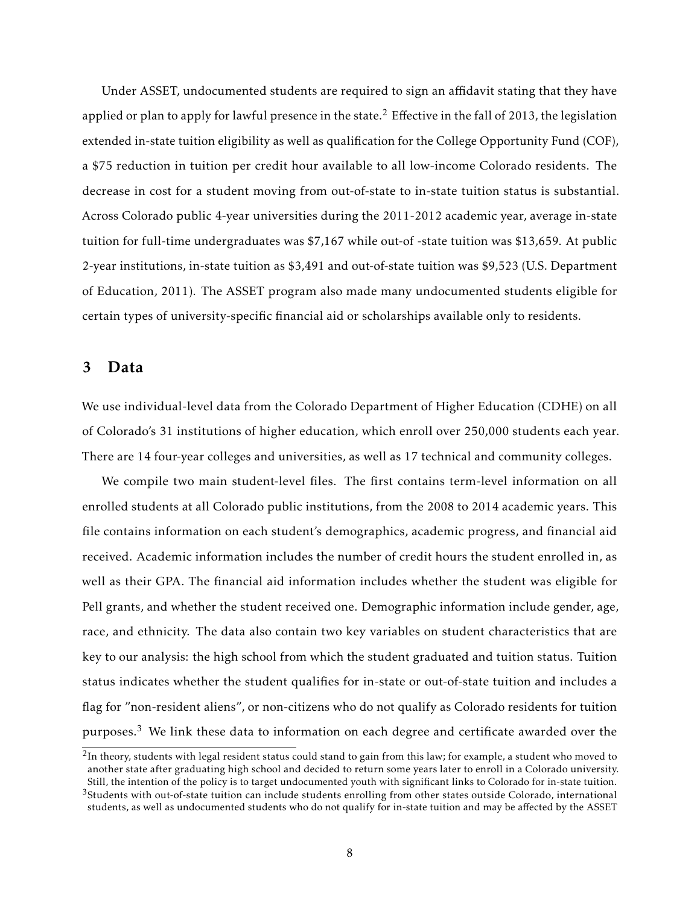Under ASSET, undocumented students are required to sign an affidavit stating that they have applied or plan to apply for lawful presence in the state.[2] Effective in the fall of 2013, the legislation extended in-state tuition eligibility as well as qualification for the College Opportunity Fund (COF), a $75 reduction in tuition per credit hour available to all low-income Colorado residents. The decrease in cost for a student moving from out-of-state to in-state tuition status is substantial. Across Colorado public 4-year universities during the 2011-2012 academic year, average in-state tuition for full-time undergraduates was $7,167 while out-of -state tuition was $13,659. At public 2-year institutions, in-state tuition as $3,491 and out-of-state tuition was $9,523 (U.S. Department of Education, 2011). The ASSET program also made many undocumented students eligible for certain types of university-specific financial aid or scholarships available only to residents.

## 3 Data

We use individual-level data from the Colorado Department of Higher Education (CDHE) on all of Colorado's 31 institutions of higher education, which enroll over 250,000 students each year. There are 14 four-year colleges and universities, as well as 17 technical and community colleges.

We compile two main student-level files. The first contains term-level information on all enrolled students at all Colorado public institutions, from the 2008 to 2014 academic years. This file contains information on each student's demographics, academic progress, and financial aid received. Academic information includes the number of credit hours the student enrolled in, as well as their GPA. The financial aid information includes whether the student was eligible for Pell grants, and whether the student received one. Demographic information include gender, age, race, and ethnicity. The data also contain two key variables on student characteristics that are key to our analysis: the high school from which the student graduated and tuition status. Tuition status indicates whether the student qualifies for in-state or out-of-state tuition and includes a flag for "non-resident aliens", or non-citizens who do not qualify as Colorado residents for tuition purposes.[3] We link these data to information on each degree and certificate awarded over the

[2] In theory, students with legal resident status could stand to gain from this law; for example, a student who moved to another state after graduating high school and decided to return some years later to enroll in a Colorado university. Still, the intention of the policy is to target undocumented youth with significant links to Colorado for in-state tuition.

[3] Students with out-of-state tuition can include students enrolling from other states outside Colorado, international students, as well as undocumented students who do not qualify for in-state tuition and may be affected by the ASSET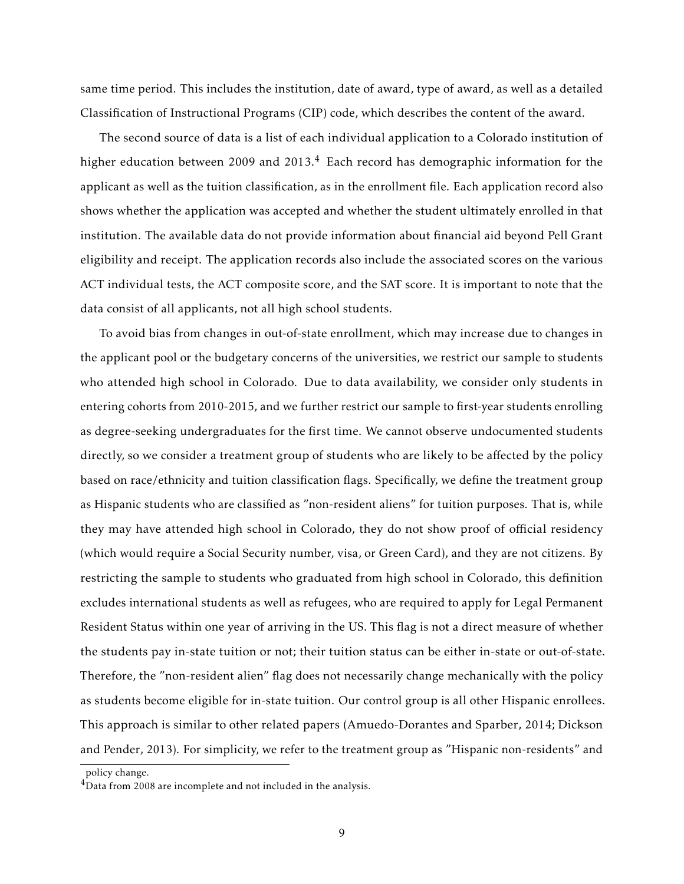same time period. This includes the institution, date of award, type of award, as well as a detailed Classification of Instructional Programs (CIP) code, which describes the content of the award.

The second source of data is a list of each individual application to a Colorado institution of higher education between 2009 and 2013.[4] Each record has demographic information for the applicant as well as the tuition classification, as in the enrollment file. Each application record also shows whether the application was accepted and whether the student ultimately enrolled in that institution. The available data do not provide information about financial aid beyond Pell Grant eligibility and receipt. The application records also include the associated scores on the various ACT individual tests, the ACT composite score, and the SAT score. It is important to note that the data consist of all applicants, not all high school students.

To avoid bias from changes in out-of-state enrollment, which may increase due to changes in the applicant pool or the budgetary concerns of the universities, we restrict our sample to students who attended high school in Colorado. Due to data availability, we consider only students in entering cohorts from 2010-2015, and we further restrict our sample to first-year students enrolling as degree-seeking undergraduates for the first time. We cannot observe undocumented students directly, so we consider a treatment group of students who are likely to be affected by the policy based on race/ethnicity and tuition classification flags. Specifically, we define the treatment group as Hispanic students who are classified as "non-resident aliens" for tuition purposes. That is, while they may have attended high school in Colorado, they do not show proof of official residency (which would require a Social Security number, visa, or Green Card), and they are not citizens. By restricting the sample to students who graduated from high school in Colorado, this definition excludes international students as well as refugees, who are required to apply for Legal Permanent Resident Status within one year of arriving in the US. This flag is not a direct measure of whether the students pay in-state tuition or not; their tuition status can be either in-state or out-of-state. Therefore, the "non-resident alien" flag does not necessarily change mechanically with the policy as students become eligible for in-state tuition. Our control group is all other Hispanic enrollees. This approach is similar to other related papers (Amuedo-Dorantes and Sparber, 2014; Dickson and Pender, 2013). For simplicity, we refer to the treatment group as "Hispanic non-residents" and

policy change.

[4]Data from 2008 are incomplete and not included in the analysis.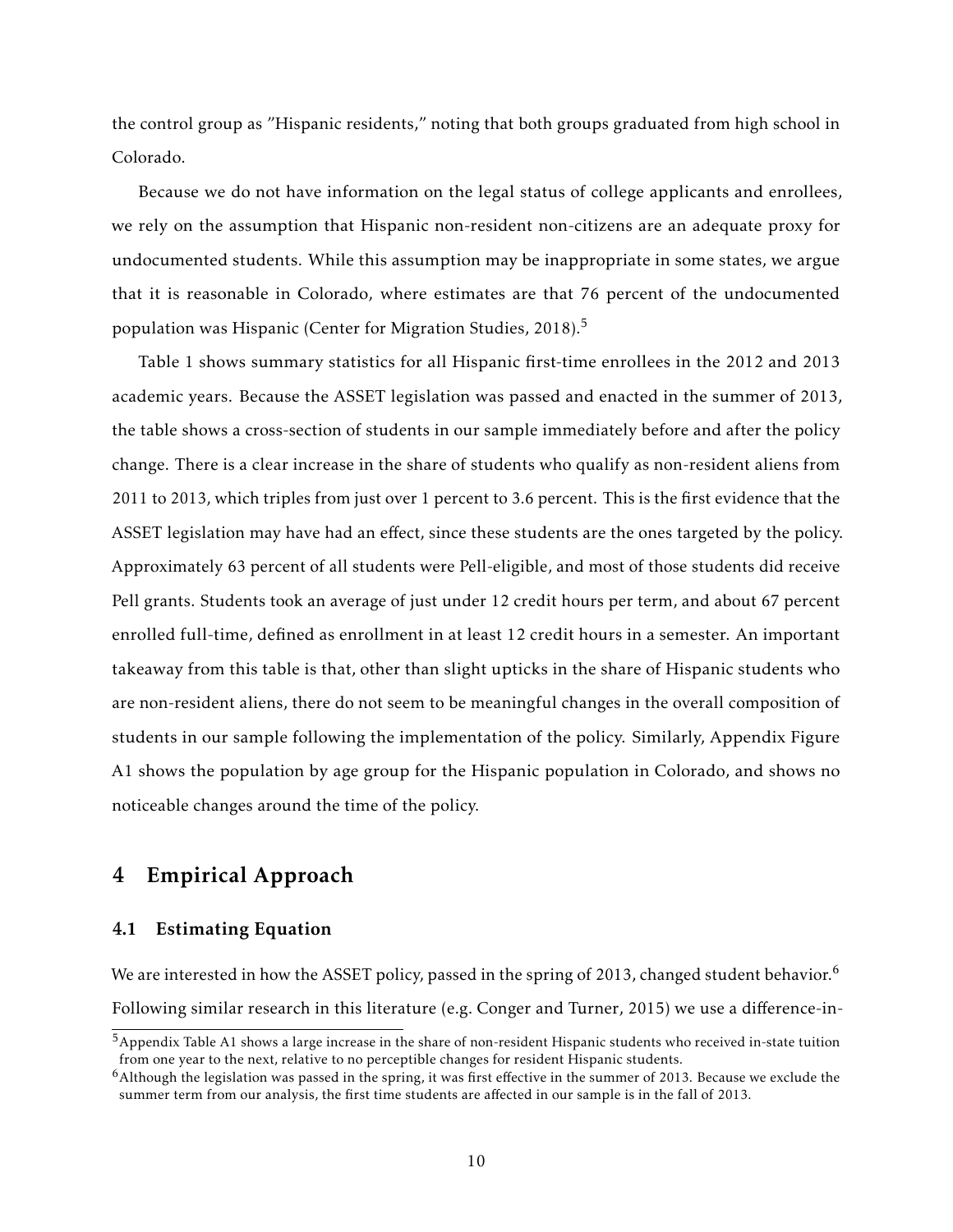the control group as "Hispanic residents," noting that both groups graduated from high school in Colorado.

Because we do not have information on the legal status of college applicants and enrollees, we rely on the assumption that Hispanic non-resident non-citizens are an adequate proxy for undocumented students. While this assumption may be inappropriate in some states, we argue that it is reasonable in Colorado, where estimates are that 76 percent of the undocumented population was Hispanic (Center for Migration Studies, 2018).[5]

Table 1 shows summary statistics for all Hispanic first-time enrollees in the 2012 and 2013 academic years. Because the ASSET legislation was passed and enacted in the summer of 2013, the table shows a cross-section of students in our sample immediately before and after the policy change. There is a clear increase in the share of students who qualify as non-resident aliens from 2011 to 2013, which triples from just over 1 percent to 3.6 percent. This is the first evidence that the ASSET legislation may have had an effect, since these students are the ones targeted by the policy. Approximately 63 percent of all students were Pell-eligible, and most of those students did receive Pell grants. Students took an average of just under 12 credit hours per term, and about 67 percent enrolled full-time, defined as enrollment in at least 12 credit hours in a semester. An important takeaway from this table is that, other than slight upticks in the share of Hispanic students who are non-resident aliens, there do not seem to be meaningful changes in the overall composition of students in our sample following the implementation of the policy. Similarly, Appendix Figure A1 shows the population by age group for the Hispanic population in Colorado, and shows no noticeable changes around the time of the policy.

## 4 Empirical Approach

### 4.1 Estimating Equation

We are interested in how the ASSET policy, passed in the spring of 2013, changed student behavior.[6] Following similar research in this literature (e.g. Conger and Turner, 2015) we use a difference-in-

[5] Appendix Table A1 shows a large increase in the share of non-resident Hispanic students who received in-state tuition from one year to the next, relative to no perceptible changes for resident Hispanic students.

[6] Although the legislation was passed in the spring, it was first effective in the summer of 2013. Because we exclude the summer term from our analysis, the first time students are affected in our sample is in the fall of 2013.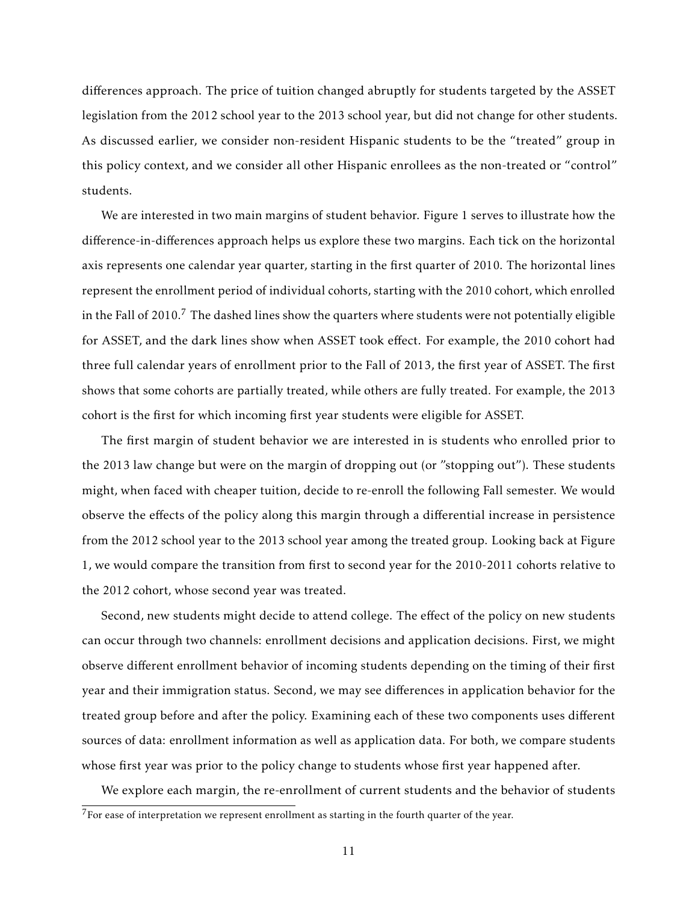differences approach. The price of tuition changed abruptly for students targeted by the ASSET legislation from the 2012 school year to the 2013 school year, but did not change for other students. As discussed earlier, we consider non-resident Hispanic students to be the "treated" group in this policy context, and we consider all other Hispanic enrollees as the non-treated or "control" students.

We are interested in two main margins of student behavior. Figure 1 serves to illustrate how the difference-in-differences approach helps us explore these two margins. Each tick on the horizontal axis represents one calendar year quarter, starting in the first quarter of 2010. The horizontal lines represent the enrollment period of individual cohorts, starting with the 2010 cohort, which enrolled in the Fall of 2010.[7] The dashed lines show the quarters where students were not potentially eligible for ASSET, and the dark lines show when ASSET took effect. For example, the 2010 cohort had three full calendar years of enrollment prior to the Fall of 2013, the first year of ASSET. The first shows that some cohorts are partially treated, while others are fully treated. For example, the 2013 cohort is the first for which incoming first year students were eligible for ASSET.

The first margin of student behavior we are interested in is students who enrolled prior to the 2013 law change but were on the margin of dropping out (or "stopping out"). These students might, when faced with cheaper tuition, decide to re-enroll the following Fall semester. We would observe the effects of the policy along this margin through a differential increase in persistence from the 2012 school year to the 2013 school year among the treated group. Looking back at Figure 1, we would compare the transition from first to second year for the 2010-2011 cohorts relative to the 2012 cohort, whose second year was treated.

Second, new students might decide to attend college. The effect of the policy on new students can occur through two channels: enrollment decisions and application decisions. First, we might observe different enrollment behavior of incoming students depending on the timing of their first year and their immigration status. Second, we may see differences in application behavior for the treated group before and after the policy. Examining each of these two components uses different sources of data: enrollment information as well as application data. For both, we compare students whose first year was prior to the policy change to students whose first year happened after.

We explore each margin, the re-enrollment of current students and the behavior of students

[7] For ease of interpretation we represent enrollment as starting in the fourth quarter of the year.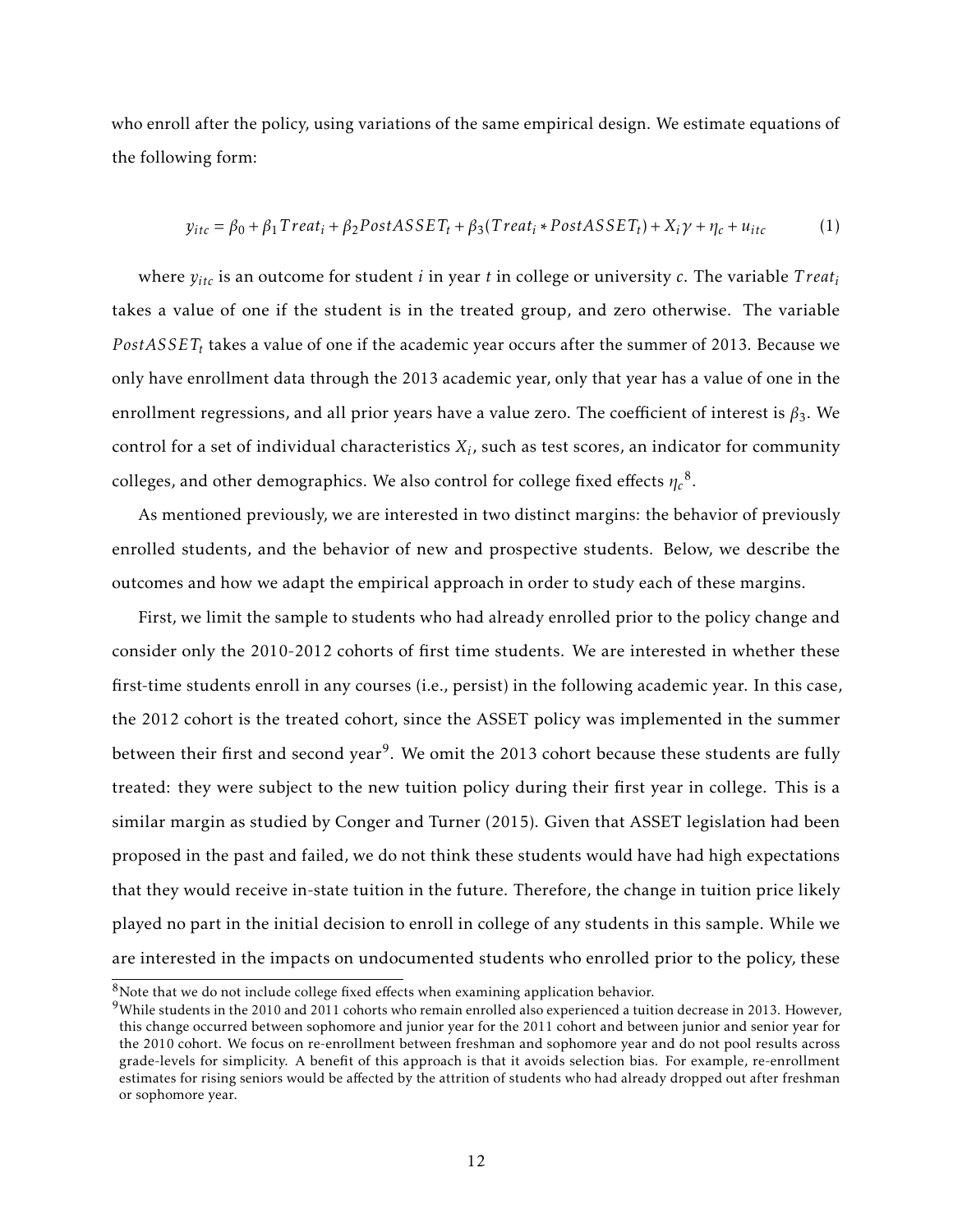who enroll after the policy, using variations of the same empirical design. We estimate equations of the following form:

$$y_{itc} = \beta_0 + \beta_1 Treat_i + \beta_2 PostASSET_t + \beta_3 (Treat_i * PostASSET_t) + X_i \gamma + \eta_c + u_{itc} \tag{1}$$

where $y_{itc}$ is an outcome for student $i$ in year $t$ in college or university $c$. The variable $Treat_i$ takes a value of one if the student is in the treated group, and zero otherwise. The variable $PostASSET_t$ takes a value of one if the academic year occurs after the summer of 2013. Because we only have enrollment data through the 2013 academic year, only that year has a value of one in the enrollment regressions, and all prior years have a value zero. The coefficient of interest is $\beta_3$. We control for a set of individual characteristics $X_i$, such as test scores, an indicator for community colleges, and other demographics. We also control for college fixed effects $\eta_c$[8].

As mentioned previously, we are interested in two distinct margins: the behavior of previously enrolled students, and the behavior of new and prospective students. Below, we describe the outcomes and how we adapt the empirical approach in order to study each of these margins.

First, we limit the sample to students who had already enrolled prior to the policy change and consider only the 2010-2012 cohorts of first time students. We are interested in whether these first-time students enroll in any courses (i.e., persist) in the following academic year. In this case, the 2012 cohort is the treated cohort, since the ASSET policy was implemented in the summer between their first and second year[9]. We omit the 2013 cohort because these students are fully treated: they were subject to the new tuition policy during their first year in college. This is a similar margin as studied by Conger and Turner (2015). Given that ASSET legislation had been proposed in the past and failed, we do not think these students would have had high expectations that they would receive in-state tuition in the future. Therefore, the change in tuition price likely played no part in the initial decision to enroll in college of any students in this sample. While we are interested in the impacts on undocumented students who enrolled prior to the policy, these

[8] Note that we do not include college fixed effects when examining application behavior.

[9] While students in the 2010 and 2011 cohorts who remain enrolled also experienced a tuition decrease in 2013. However, this change occurred between sophomore and junior year for the 2011 cohort and between junior and senior year for the 2010 cohort. We focus on re-enrollment between freshman and sophomore year and do not pool results across grade-levels for simplicity. A benefit of this approach is that it avoids selection bias. For example, re-enrollment estimates for rising seniors would be affected by the attrition of students who had already dropped out after freshman or sophomore year.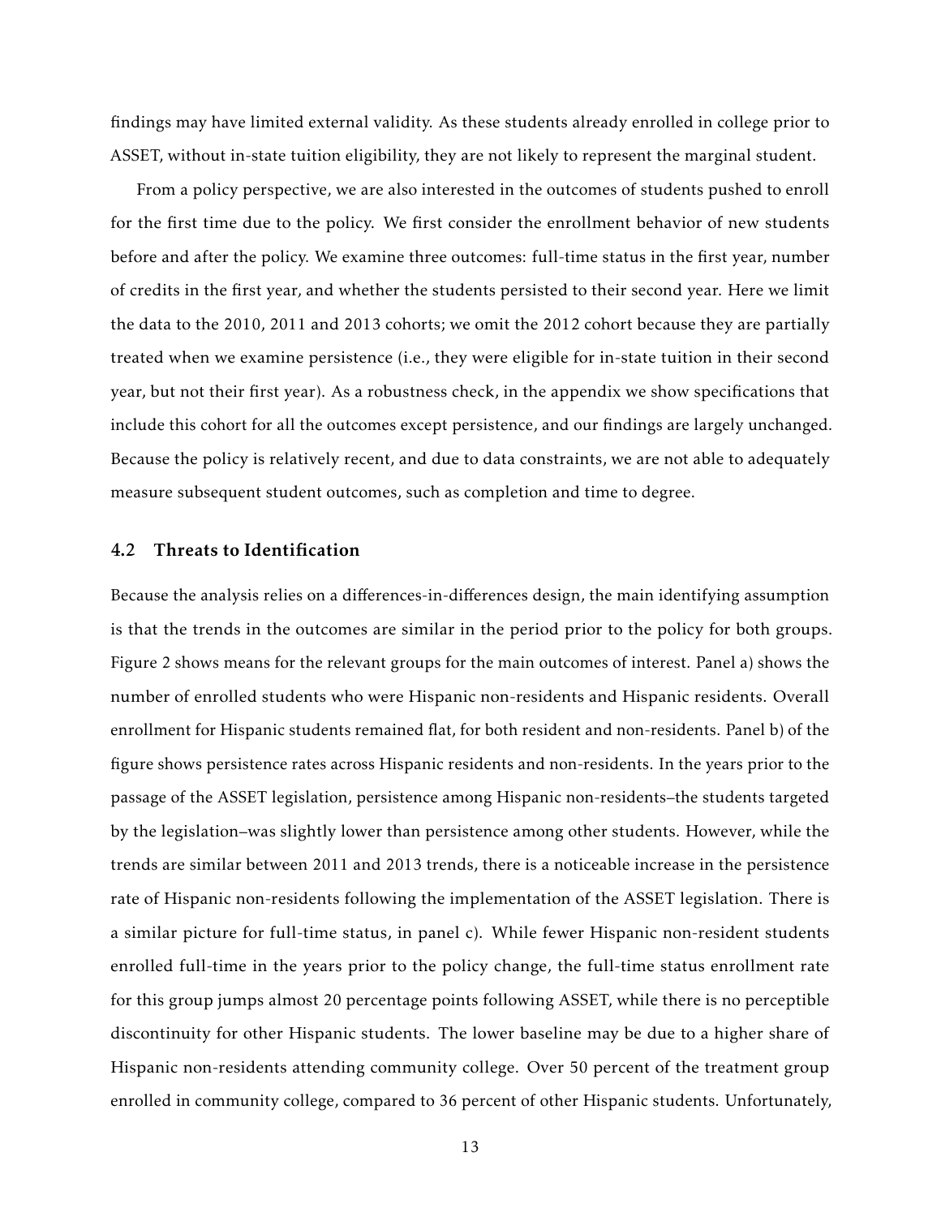findings may have limited external validity. As these students already enrolled in college prior to ASSET, without in-state tuition eligibility, they are not likely to represent the marginal student.

From a policy perspective, we are also interested in the outcomes of students pushed to enroll for the first time due to the policy. We first consider the enrollment behavior of new students before and after the policy. We examine three outcomes: full-time status in the first year, number of credits in the first year, and whether the students persisted to their second year. Here we limit the data to the 2010, 2011 and 2013 cohorts; we omit the 2012 cohort because they are partially treated when we examine persistence (i.e., they were eligible for in-state tuition in their second year, but not their first year). As a robustness check, in the appendix we show specifications that include this cohort for all the outcomes except persistence, and our findings are largely unchanged. Because the policy is relatively recent, and due to data constraints, we are not able to adequately measure subsequent student outcomes, such as completion and time to degree.

### 4.2 Threats to Identification

Because the analysis relies on a differences-in-differences design, the main identifying assumption is that the trends in the outcomes are similar in the period prior to the policy for both groups. Figure 2 shows means for the relevant groups for the main outcomes of interest. Panel a) shows the number of enrolled students who were Hispanic non-residents and Hispanic residents. Overall enrollment for Hispanic students remained flat, for both resident and non-residents. Panel b) of the figure shows persistence rates across Hispanic residents and non-residents. In the years prior to the passage of the ASSET legislation, persistence among Hispanic non-residents–the students targeted by the legislation–was slightly lower than persistence among other students. However, while the trends are similar between 2011 and 2013 trends, there is a noticeable increase in the persistence rate of Hispanic non-residents following the implementation of the ASSET legislation. There is a similar picture for full-time status, in panel c). While fewer Hispanic non-resident students enrolled full-time in the years prior to the policy change, the full-time status enrollment rate for this group jumps almost 20 percentage points following ASSET, while there is no perceptible discontinuity for other Hispanic students. The lower baseline may be due to a higher share of Hispanic non-residents attending community college. Over 50 percent of the treatment group enrolled in community college, compared to 36 percent of other Hispanic students. Unfortunately,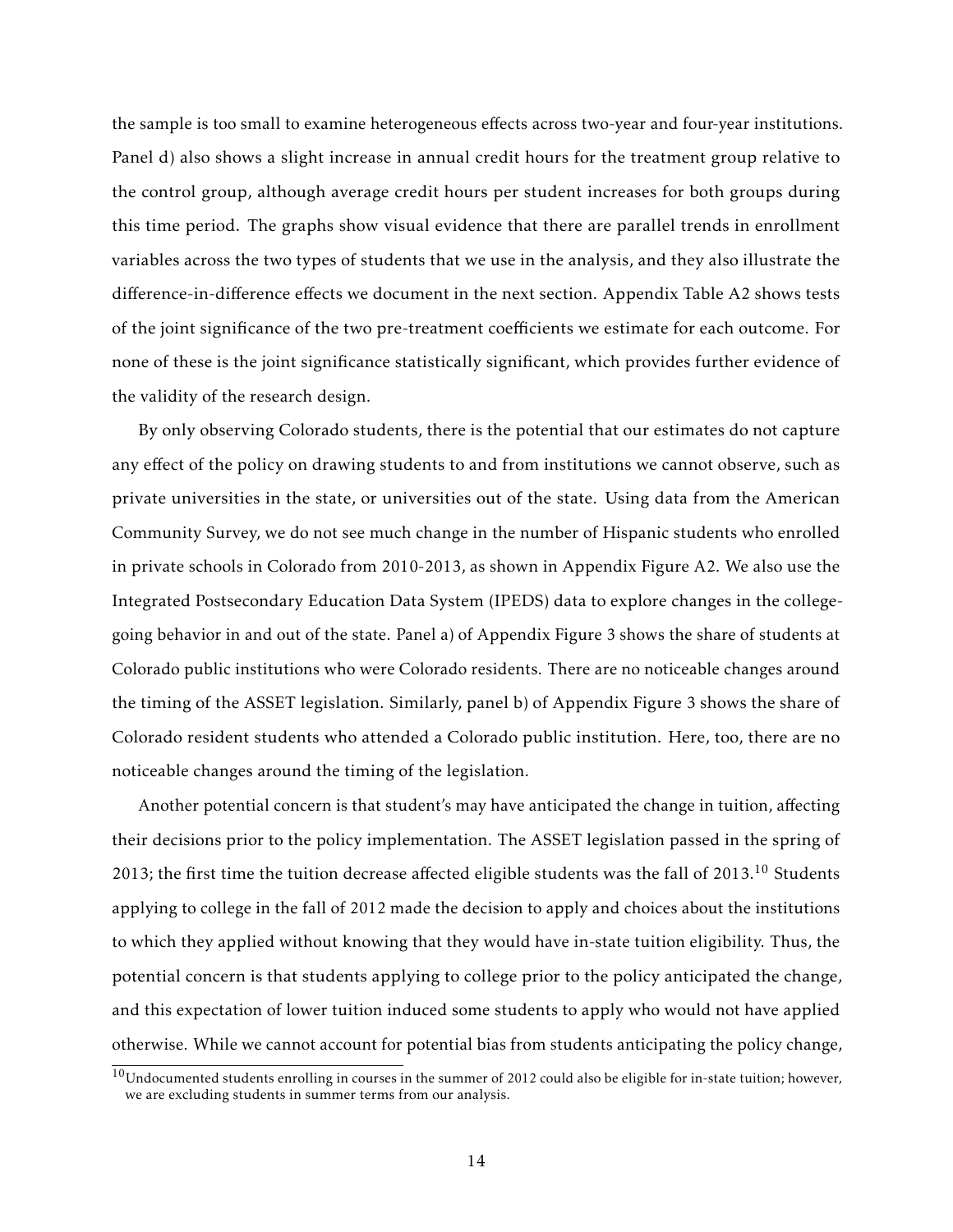the sample is too small to examine heterogeneous effects across two-year and four-year institutions. Panel d) also shows a slight increase in annual credit hours for the treatment group relative to the control group, although average credit hours per student increases for both groups during this time period. The graphs show visual evidence that there are parallel trends in enrollment variables across the two types of students that we use in the analysis, and they also illustrate the difference-in-difference effects we document in the next section. Appendix Table A2 shows tests of the joint significance of the two pre-treatment coefficients we estimate for each outcome. For none of these is the joint significance statistically significant, which provides further evidence of the validity of the research design.

By only observing Colorado students, there is the potential that our estimates do not capture any effect of the policy on drawing students to and from institutions we cannot observe, such as private universities in the state, or universities out of the state. Using data from the American Community Survey, we do not see much change in the number of Hispanic students who enrolled in private schools in Colorado from 2010-2013, as shown in Appendix Figure A2. We also use the Integrated Postsecondary Education Data System (IPEDS) data to explore changes in the college-going behavior in and out of the state. Panel a) of Appendix Figure 3 shows the share of students at Colorado public institutions who were Colorado residents. There are no noticeable changes around the timing of the ASSET legislation. Similarly, panel b) of Appendix Figure 3 shows the share of Colorado resident students who attended a Colorado public institution. Here, too, there are no noticeable changes around the timing of the legislation.

Another potential concern is that student's may have anticipated the change in tuition, affecting their decisions prior to the policy implementation. The ASSET legislation passed in the spring of 2013; the first time the tuition decrease affected eligible students was the fall of 2013.[10] Students applying to college in the fall of 2012 made the decision to apply and choices about the institutions to which they applied without knowing that they would have in-state tuition eligibility. Thus, the potential concern is that students applying to college prior to the policy anticipated the change, and this expectation of lower tuition induced some students to apply who would not have applied otherwise. While we cannot account for potential bias from students anticipating the policy change,

[10] Undocumented students enrolling in courses in the summer of 2012 could also be eligible for in-state tuition; however, we are excluding students in summer terms from our analysis.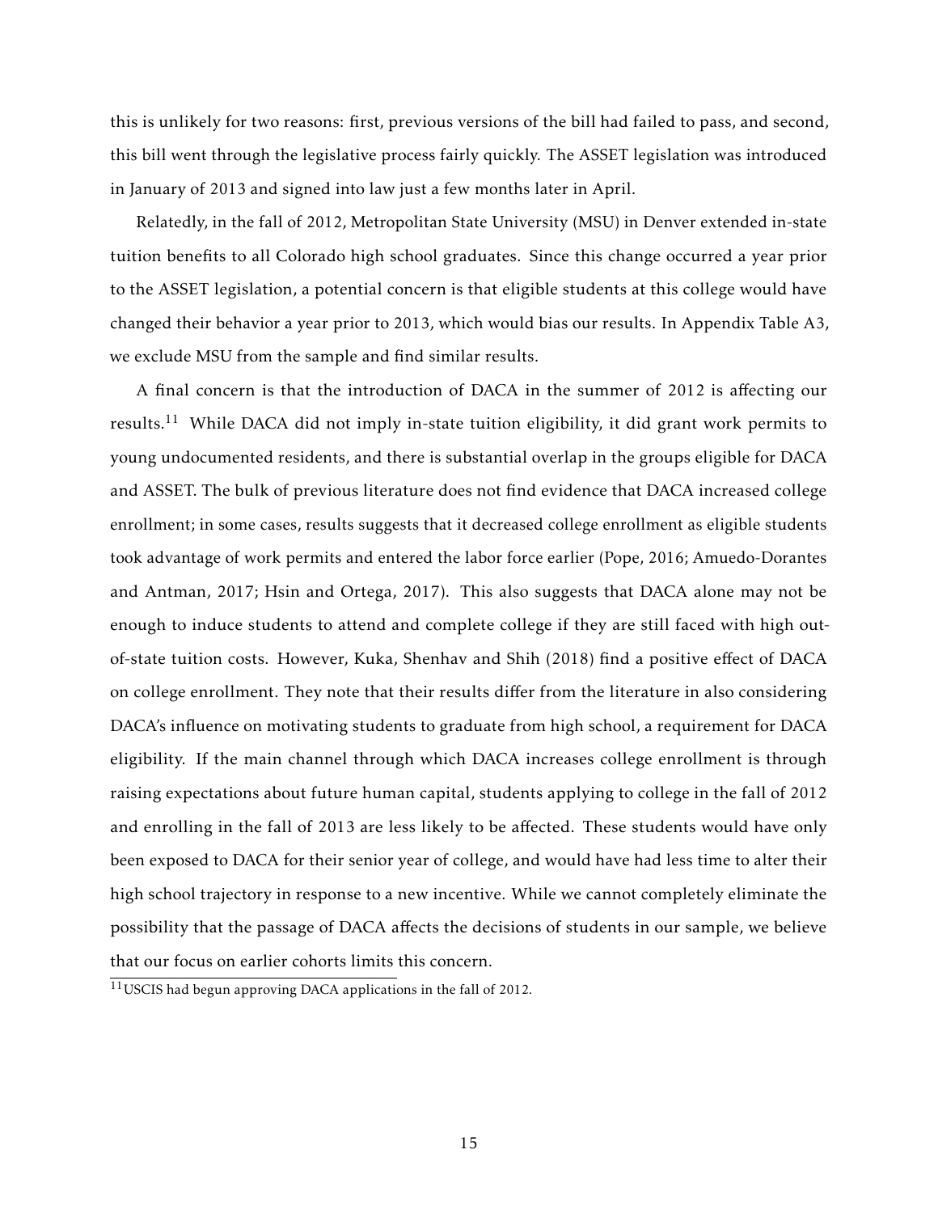this is unlikely for two reasons: first, previous versions of the bill had failed to pass, and second, this bill went through the legislative process fairly quickly. The ASSET legislation was introduced in January of 2013 and signed into law just a few months later in April.

Relatedly, in the fall of 2012, Metropolitan State University (MSU) in Denver extended in-state tuition benefits to all Colorado high school graduates. Since this change occurred a year prior to the ASSET legislation, a potential concern is that eligible students at this college would have changed their behavior a year prior to 2013, which would bias our results. In Appendix Table A3, we exclude MSU from the sample and find similar results.

A final concern is that the introduction of DACA in the summer of 2012 is affecting our results.[11] While DACA did not imply in-state tuition eligibility, it did grant work permits to young undocumented residents, and there is substantial overlap in the groups eligible for DACA and ASSET. The bulk of previous literature does not find evidence that DACA increased college enrollment; in some cases, results suggests that it decreased college enrollment as eligible students took advantage of work permits and entered the labor force earlier (Pope, 2016; Amuedo-Dorantes and Antman, 2017; Hsin and Ortega, 2017). This also suggests that DACA alone may not be enough to induce students to attend and complete college if they are still faced with high out-of-state tuition costs. However, Kuka, Shenhav and Shih (2018) find a positive effect of DACA on college enrollment. They note that their results differ from the literature in also considering DACA's influence on motivating students to graduate from high school, a requirement for DACA eligibility. If the main channel through which DACA increases college enrollment is through raising expectations about future human capital, students applying to college in the fall of 2012 and enrolling in the fall of 2013 are less likely to be affected. These students would have only been exposed to DACA for their senior year of college, and would have had less time to alter their high school trajectory in response to a new incentive. While we cannot completely eliminate the possibility that the passage of DACA affects the decisions of students in our sample, we believe that our focus on earlier cohorts limits this concern.

[11] USCIS had begun approving DACA applications in the fall of 2012.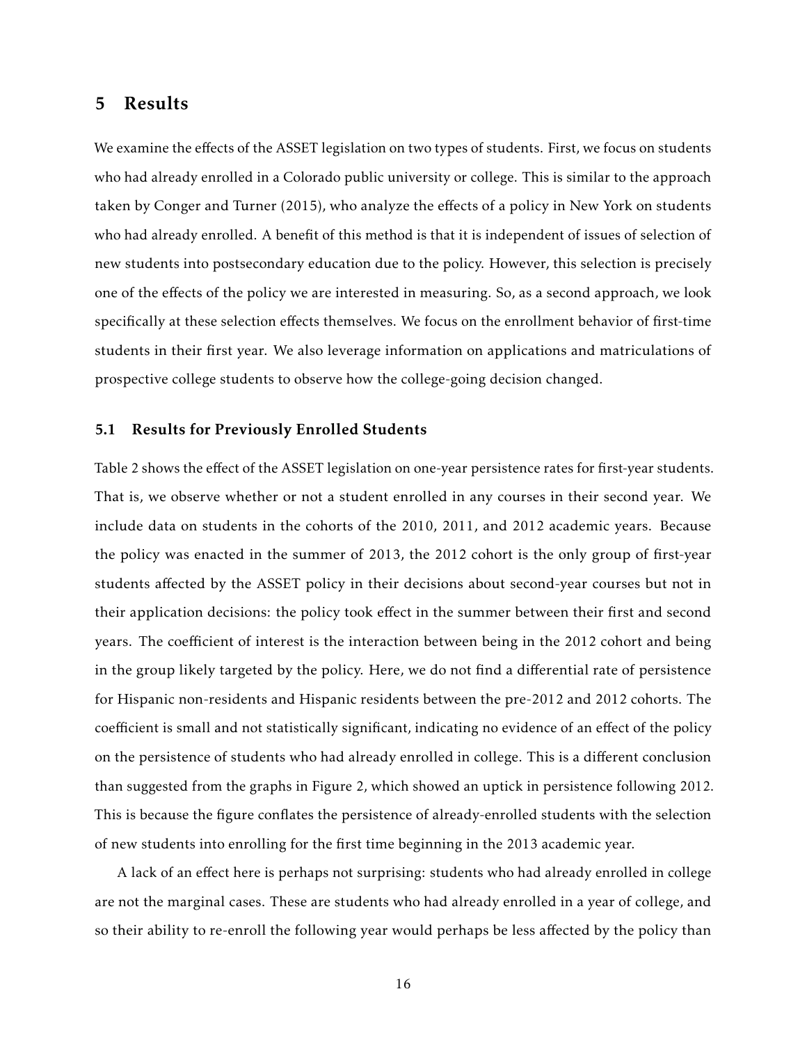## 5 Results

We examine the effects of the ASSET legislation on two types of students. First, we focus on students who had already enrolled in a Colorado public university or college. This is similar to the approach taken by Conger and Turner (2015), who analyze the effects of a policy in New York on students who had already enrolled. A benefit of this method is that it is independent of issues of selection of new students into postsecondary education due to the policy. However, this selection is precisely one of the effects of the policy we are interested in measuring. So, as a second approach, we look specifically at these selection effects themselves. We focus on the enrollment behavior of first-time students in their first year. We also leverage information on applications and matriculations of prospective college students to observe how the college-going decision changed.

### 5.1 Results for Previously Enrolled Students

Table 2 shows the effect of the ASSET legislation on one-year persistence rates for first-year students. That is, we observe whether or not a student enrolled in any courses in their second year. We include data on students in the cohorts of the 2010, 2011, and 2012 academic years. Because the policy was enacted in the summer of 2013, the 2012 cohort is the only group of first-year students affected by the ASSET policy in their decisions about second-year courses but not in their application decisions: the policy took effect in the summer between their first and second years. The coefficient of interest is the interaction between being in the 2012 cohort and being in the group likely targeted by the policy. Here, we do not find a differential rate of persistence for Hispanic non-residents and Hispanic residents between the pre-2012 and 2012 cohorts. The coefficient is small and not statistically significant, indicating no evidence of an effect of the policy on the persistence of students who had already enrolled in college. This is a different conclusion than suggested from the graphs in Figure 2, which showed an uptick in persistence following 2012. This is because the figure conflates the persistence of already-enrolled students with the selection of new students into enrolling for the first time beginning in the 2013 academic year.

A lack of an effect here is perhaps not surprising: students who had already enrolled in college are not the marginal cases. These are students who had already enrolled in a year of college, and so their ability to re-enroll the following year would perhaps be less affected by the policy than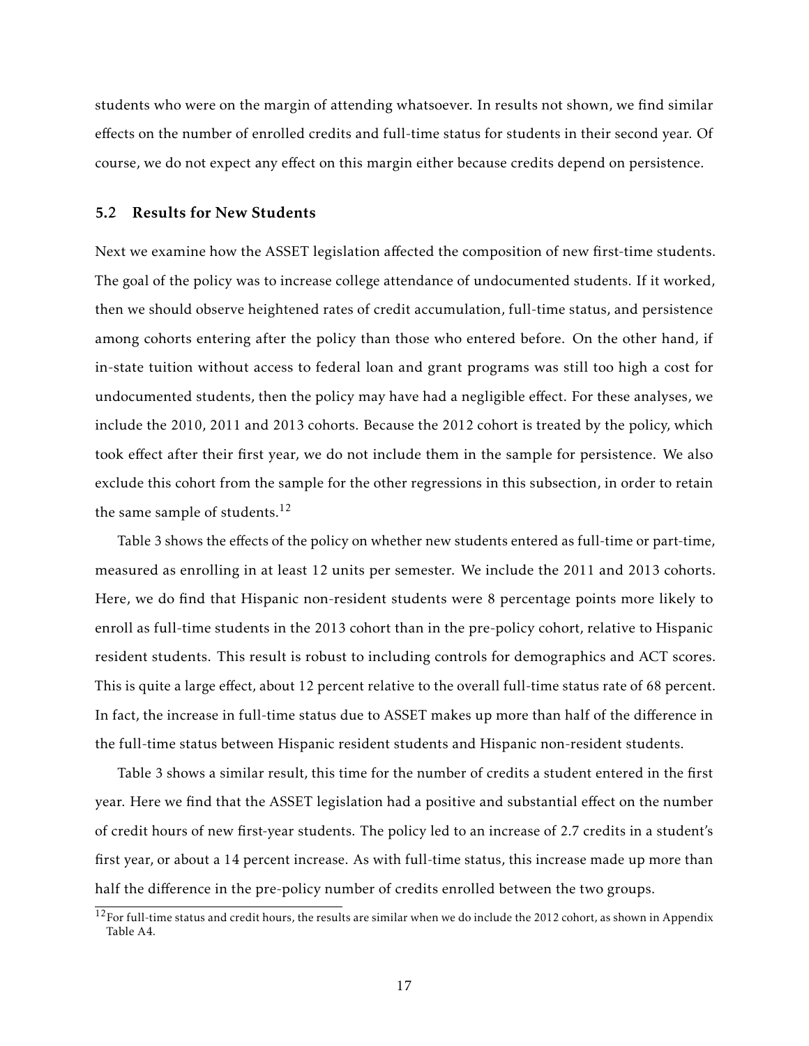students who were on the margin of attending whatsoever. In results not shown, we find similar effects on the number of enrolled credits and full-time status for students in their second year. Of course, we do not expect any effect on this margin either because credits depend on persistence.

### 5.2 Results for New Students

Next we examine how the ASSET legislation affected the composition of new first-time students. The goal of the policy was to increase college attendance of undocumented students. If it worked, then we should observe heightened rates of credit accumulation, full-time status, and persistence among cohorts entering after the policy than those who entered before. On the other hand, if in-state tuition without access to federal loan and grant programs was still too high a cost for undocumented students, then the policy may have had a negligible effect. For these analyses, we include the 2010, 2011 and 2013 cohorts. Because the 2012 cohort is treated by the policy, which took effect after their first year, we do not include them in the sample for persistence. We also exclude this cohort from the sample for the other regressions in this subsection, in order to retain the same sample of students.[12]

Table 3 shows the effects of the policy on whether new students entered as full-time or part-time, measured as enrolling in at least 12 units per semester. We include the 2011 and 2013 cohorts. Here, we do find that Hispanic non-resident students were 8 percentage points more likely to enroll as full-time students in the 2013 cohort than in the pre-policy cohort, relative to Hispanic resident students. This result is robust to including controls for demographics and ACT scores. This is quite a large effect, about 12 percent relative to the overall full-time status rate of 68 percent. In fact, the increase in full-time status due to ASSET makes up more than half of the difference in the full-time status between Hispanic resident students and Hispanic non-resident students.

Table 3 shows a similar result, this time for the number of credits a student entered in the first year. Here we find that the ASSET legislation had a positive and substantial effect on the number of credit hours of new first-year students. The policy led to an increase of 2.7 credits in a student's first year, or about a 14 percent increase. As with full-time status, this increase made up more than half the difference in the pre-policy number of credits enrolled between the two groups.

[12] For full-time status and credit hours, the results are similar when we do include the 2012 cohort, as shown in Appendix Table A4.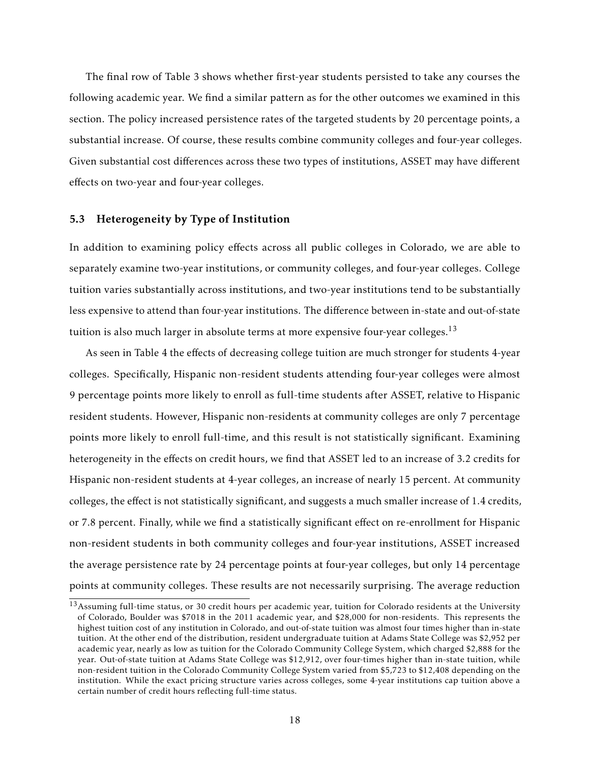The final row of Table 3 shows whether first-year students persisted to take any courses the following academic year. We find a similar pattern as for the other outcomes we examined in this section. The policy increased persistence rates of the targeted students by 20 percentage points, a substantial increase. Of course, these results combine community colleges and four-year colleges. Given substantial cost differences across these two types of institutions, ASSET may have different effects on two-year and four-year colleges.

### 5.3 Heterogeneity by Type of Institution

In addition to examining policy effects across all public colleges in Colorado, we are able to separately examine two-year institutions, or community colleges, and four-year colleges. College tuition varies substantially across institutions, and two-year institutions tend to be substantially less expensive to attend than four-year institutions. The difference between in-state and out-of-state tuition is also much larger in absolute terms at more expensive four-year colleges.[13]

As seen in Table 4 the effects of decreasing college tuition are much stronger for students 4-year colleges. Specifically, Hispanic non-resident students attending four-year colleges were almost 9 percentage points more likely to enroll as full-time students after ASSET, relative to Hispanic resident students. However, Hispanic non-residents at community colleges are only 7 percentage points more likely to enroll full-time, and this result is not statistically significant. Examining heterogeneity in the effects on credit hours, we find that ASSET led to an increase of 3.2 credits for Hispanic non-resident students at 4-year colleges, an increase of nearly 15 percent. At community colleges, the effect is not statistically significant, and suggests a much smaller increase of 1.4 credits, or 7.8 percent. Finally, while we find a statistically significant effect on re-enrollment for Hispanic non-resident students in both community colleges and four-year institutions, ASSET increased the average persistence rate by 24 percentage points at four-year colleges, but only 14 percentage points at community colleges. These results are not necessarily surprising. The average reduction

[13] Assuming full-time status, or 30 credit hours per academic year, tuition for Colorado residents at the University of Colorado, Boulder was $7018 in the 2011 academic year, and $28,000 for non-residents. This represents the highest tuition cost of any institution in Colorado, and out-of-state tuition was almost four times higher than in-state tuition. At the other end of the distribution, resident undergraduate tuition at Adams State College was $2,952 per academic year, nearly as low as tuition for the Colorado Community College System, which charged $2,888 for the year. Out-of-state tuition at Adams State College was $12,912, over four-times higher than in-state tuition, while non-resident tuition in the Colorado Community College System varied from $5,723 to $12,408 depending on the institution. While the exact pricing structure varies across colleges, some 4-year institutions cap tuition above a certain number of credit hours reflecting full-time status.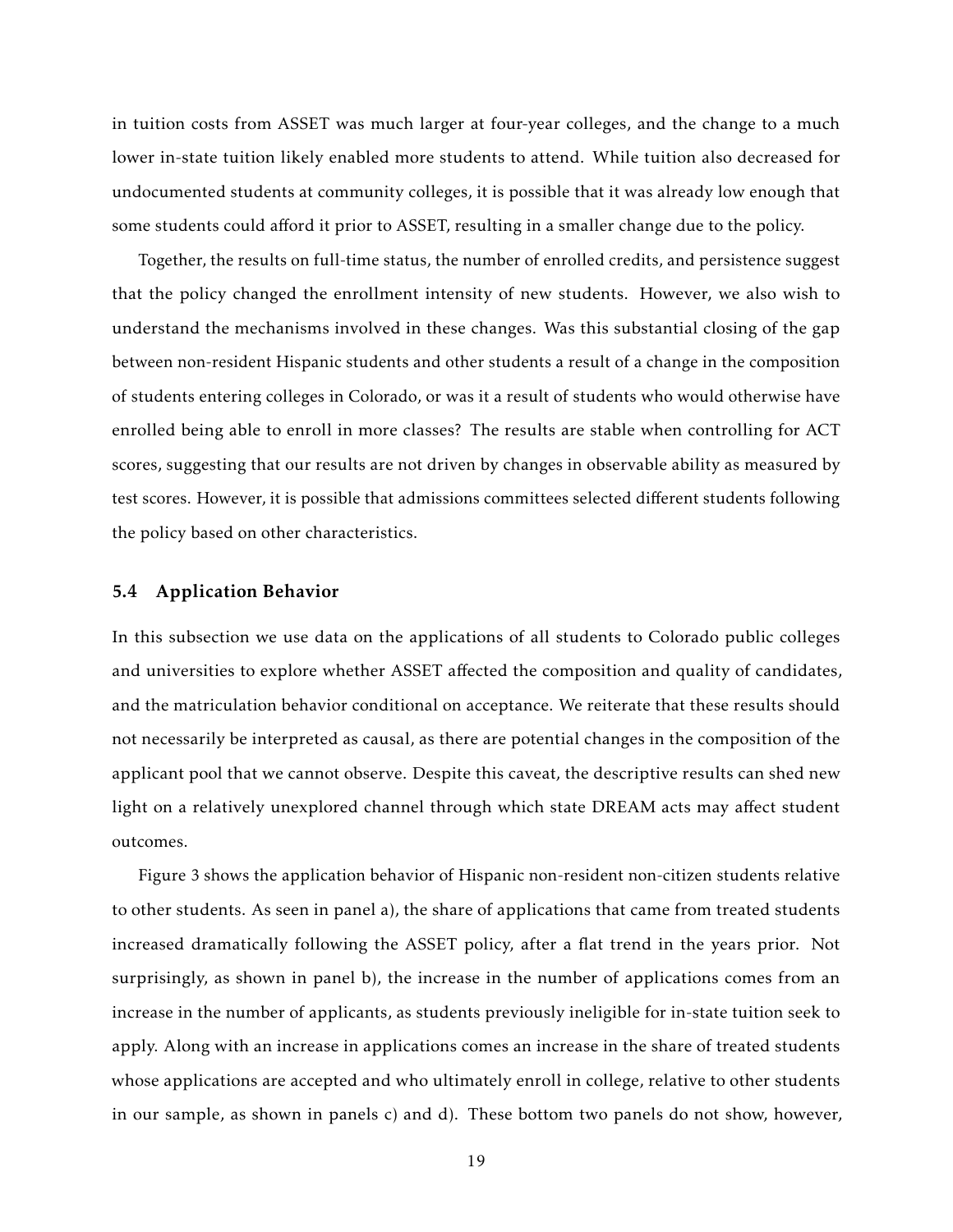in tuition costs from ASSET was much larger at four-year colleges, and the change to a much lower in-state tuition likely enabled more students to attend. While tuition also decreased for undocumented students at community colleges, it is possible that it was already low enough that some students could afford it prior to ASSET, resulting in a smaller change due to the policy.

Together, the results on full-time status, the number of enrolled credits, and persistence suggest that the policy changed the enrollment intensity of new students. However, we also wish to understand the mechanisms involved in these changes. Was this substantial closing of the gap between non-resident Hispanic students and other students a result of a change in the composition of students entering colleges in Colorado, or was it a result of students who would otherwise have enrolled being able to enroll in more classes? The results are stable when controlling for ACT scores, suggesting that our results are not driven by changes in observable ability as measured by test scores. However, it is possible that admissions committees selected different students following the policy based on other characteristics.

### 5.4 Application Behavior

In this subsection we use data on the applications of all students to Colorado public colleges and universities to explore whether ASSET affected the composition and quality of candidates, and the matriculation behavior conditional on acceptance. We reiterate that these results should not necessarily be interpreted as causal, as there are potential changes in the composition of the applicant pool that we cannot observe. Despite this caveat, the descriptive results can shed new light on a relatively unexplored channel through which state DREAM acts may affect student outcomes.

Figure 3 shows the application behavior of Hispanic non-resident non-citizen students relative to other students. As seen in panel a), the share of applications that came from treated students increased dramatically following the ASSET policy, after a flat trend in the years prior. Not surprisingly, as shown in panel b), the increase in the number of applications comes from an increase in the number of applicants, as students previously ineligible for in-state tuition seek to apply. Along with an increase in applications comes an increase in the share of treated students whose applications are accepted and who ultimately enroll in college, relative to other students in our sample, as shown in panels c) and d). These bottom two panels do not show, however,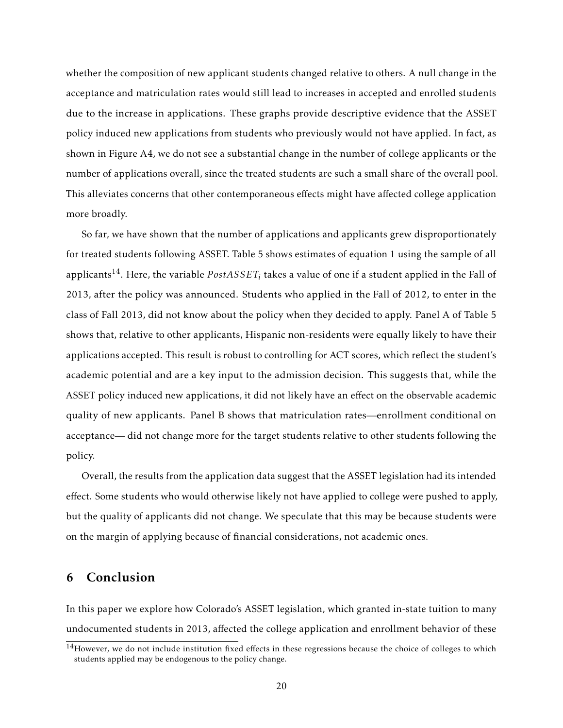whether the composition of new applicant students changed relative to others. A null change in the acceptance and matriculation rates would still lead to increases in accepted and enrolled students due to the increase in applications. These graphs provide descriptive evidence that the ASSET policy induced new applications from students who previously would not have applied. In fact, as shown in Figure A4, we do not see a substantial change in the number of college applicants or the number of applications overall, since the treated students are such a small share of the overall pool. This alleviates concerns that other contemporaneous effects might have affected college application more broadly.

So far, we have shown that the number of applications and applicants grew disproportionately for treated students following ASSET. Table 5 shows estimates of equation 1 using the sample of all applicants[14]. Here, the variable $PostASSET_i$ takes a value of one if a student applied in the Fall of 2013, after the policy was announced. Students who applied in the Fall of 2012, to enter in the class of Fall 2013, did not know about the policy when they decided to apply. Panel A of Table 5 shows that, relative to other applicants, Hispanic non-residents were equally likely to have their applications accepted. This result is robust to controlling for ACT scores, which reflect the student's academic potential and are a key input to the admission decision. This suggests that, while the ASSET policy induced new applications, it did not likely have an effect on the observable academic quality of new applicants. Panel B shows that matriculation rates—enrollment conditional on acceptance— did not change more for the target students relative to other students following the policy.

Overall, the results from the application data suggest that the ASSET legislation had its intended effect. Some students who would otherwise likely not have applied to college were pushed to apply, but the quality of applicants did not change. We speculate that this may be because students were on the margin of applying because of financial considerations, not academic ones.

## 6 Conclusion

In this paper we explore how Colorado's ASSET legislation, which granted in-state tuition to many undocumented students in 2013, affected the college application and enrollment behavior of these

[14]However, we do not include institution fixed effects in these regressions because the choice of colleges to which students applied may be endogenous to the policy change.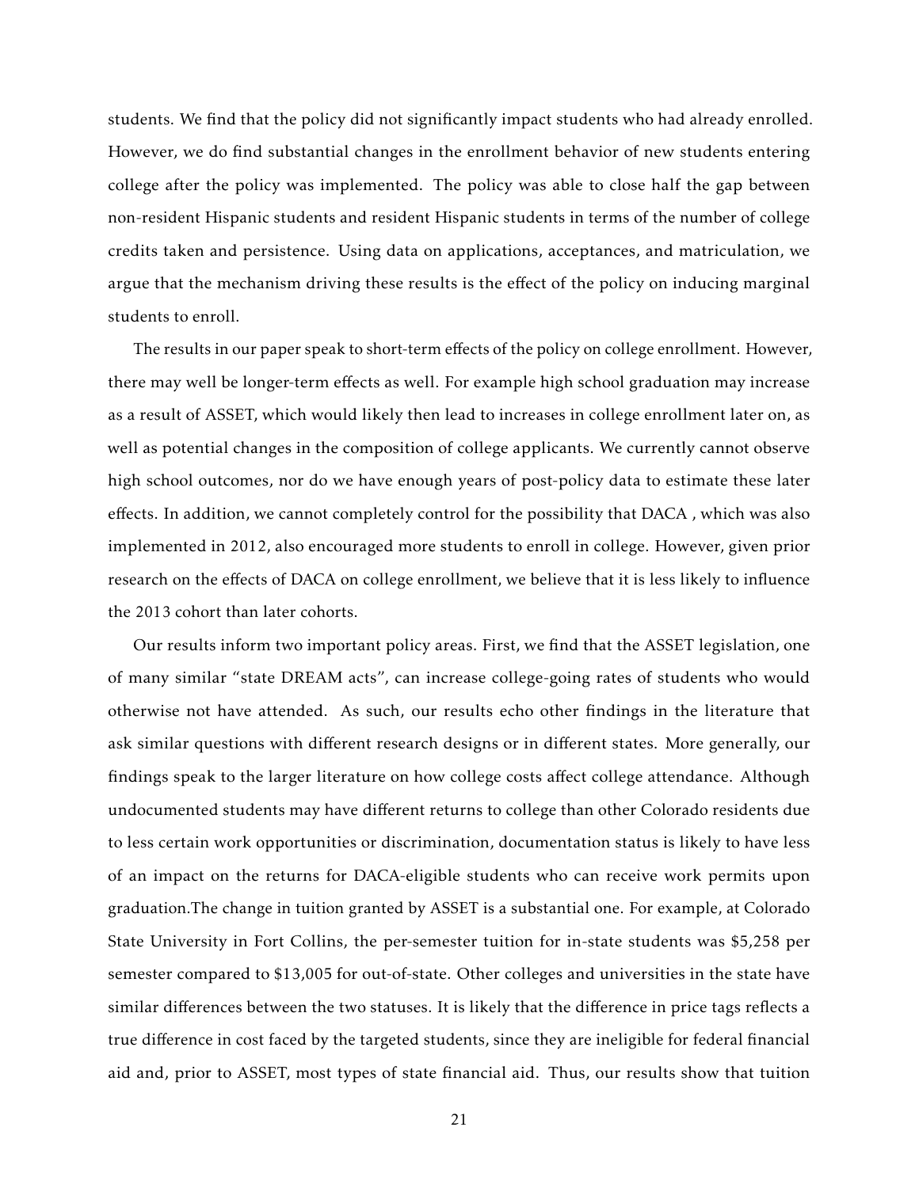students. We find that the policy did not significantly impact students who had already enrolled. However, we do find substantial changes in the enrollment behavior of new students entering college after the policy was implemented. The policy was able to close half the gap between non-resident Hispanic students and resident Hispanic students in terms of the number of college credits taken and persistence. Using data on applications, acceptances, and matriculation, we argue that the mechanism driving these results is the effect of the policy on inducing marginal students to enroll.

The results in our paper speak to short-term effects of the policy on college enrollment. However, there may well be longer-term effects as well. For example high school graduation may increase as a result of ASSET, which would likely then lead to increases in college enrollment later on, as well as potential changes in the composition of college applicants. We currently cannot observe high school outcomes, nor do we have enough years of post-policy data to estimate these later effects. In addition, we cannot completely control for the possibility that DACA , which was also implemented in 2012, also encouraged more students to enroll in college. However, given prior research on the effects of DACA on college enrollment, we believe that it is less likely to influence the 2013 cohort than later cohorts.

Our results inform two important policy areas. First, we find that the ASSET legislation, one of many similar "state DREAM acts", can increase college-going rates of students who would otherwise not have attended. As such, our results echo other findings in the literature that ask similar questions with different research designs or in different states. More generally, our findings speak to the larger literature on how college costs affect college attendance. Although undocumented students may have different returns to college than other Colorado residents due to less certain work opportunities or discrimination, documentation status is likely to have less of an impact on the returns for DACA-eligible students who can receive work permits upon graduation.The change in tuition granted by ASSET is a substantial one. For example, at Colorado State University in Fort Collins, the per-semester tuition for in-state students was $5,258 per semester compared to $13,005 for out-of-state. Other colleges and universities in the state have similar differences between the two statuses. It is likely that the difference in price tags reflects a true difference in cost faced by the targeted students, since they are ineligible for federal financial aid and, prior to ASSET, most types of state financial aid. Thus, our results show that tuition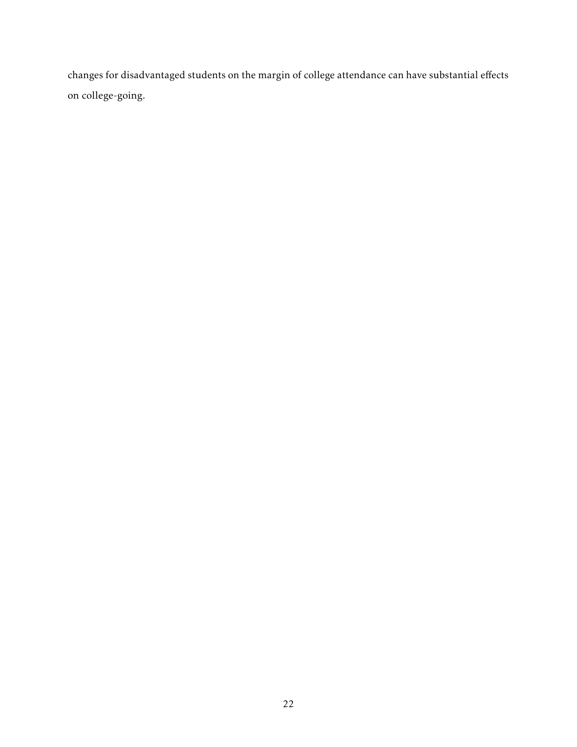changes for disadvantaged students on the margin of college attendance can have substantial effects on college-going.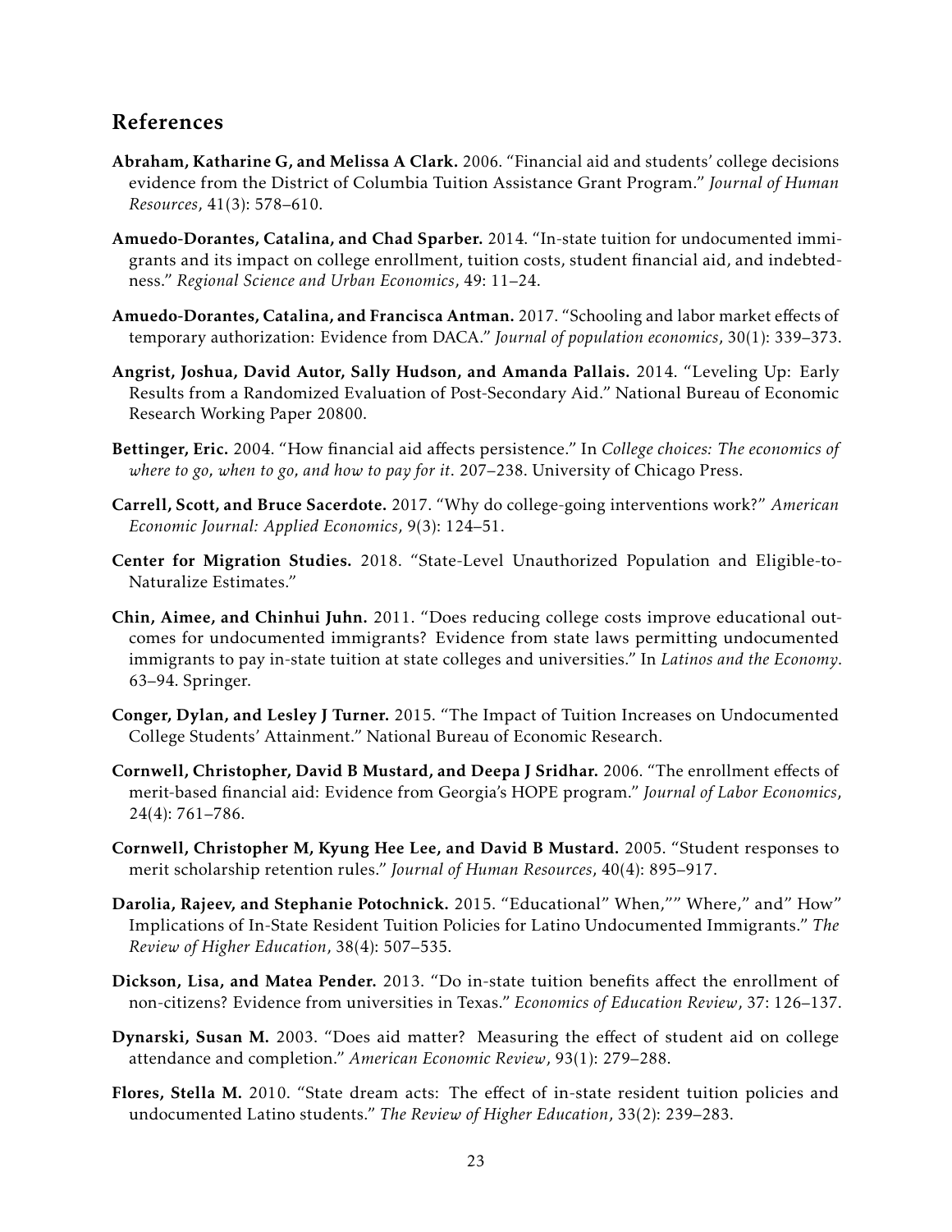## References

**Abraham, Katharine G, and Melissa A Clark.** 2006. "Financial aid and students' college decisions evidence from the District of Columbia Tuition Assistance Grant Program." *Journal of Human Resources*, 41(3): 578–610.

**Amuedo-Dorantes, Catalina, and Chad Sparber.** 2014. "In-state tuition for undocumented immigrants and its impact on college enrollment, tuition costs, student financial aid, and indebtedness." *Regional Science and Urban Economics*, 49: 11–24.

**Amuedo-Dorantes, Catalina, and Francisca Antman.** 2017. "Schooling and labor market effects of temporary authorization: Evidence from DACA." *Journal of population economics*, 30(1): 339–373.

**Angrist, Joshua, David Autor, Sally Hudson, and Amanda Pallais.** 2014. "Leveling Up: Early Results from a Randomized Evaluation of Post-Secondary Aid." National Bureau of Economic Research Working Paper 20800.

**Bettinger, Eric.** 2004. "How financial aid affects persistence." In *College choices: The economics of where to go, when to go, and how to pay for it*. 207–238. University of Chicago Press.

**Carrell, Scott, and Bruce Sacerdote.** 2017. "Why do college-going interventions work?" *American Economic Journal: Applied Economics*, 9(3): 124–51.

**Center for Migration Studies.** 2018. "State-Level Unauthorized Population and Eligible-to-Naturalize Estimates."

**Chin, Aimee, and Chinhui Juhn.** 2011. "Does reducing college costs improve educational outcomes for undocumented immigrants? Evidence from state laws permitting undocumented immigrants to pay in-state tuition at state colleges and universities." In *Latinos and the Economy*. 63–94. Springer.

**Conger, Dylan, and Lesley J Turner.** 2015. "The Impact of Tuition Increases on Undocumented College Students' Attainment." National Bureau of Economic Research.

**Cornwell, Christopher, David B Mustard, and Deepa J Sridhar.** 2006. "The enrollment effects of merit-based financial aid: Evidence from Georgia's HOPE program." *Journal of Labor Economics*, 24(4): 761–786.

**Cornwell, Christopher M, Kyung Hee Lee, and David B Mustard.** 2005. "Student responses to merit scholarship retention rules." *Journal of Human Resources*, 40(4): 895–917.

**Darolia, Rajeev, and Stephanie Potochnick.** 2015. "Educational" When,"" Where," and" How" Implications of In-State Resident Tuition Policies for Latino Undocumented Immigrants." *The Review of Higher Education*, 38(4): 507–535.

**Dickson, Lisa, and Matea Pender.** 2013. "Do in-state tuition benefits affect the enrollment of non-citizens? Evidence from universities in Texas." *Economics of Education Review*, 37: 126–137.

**Dynarski, Susan M.** 2003. "Does aid matter? Measuring the effect of student aid on college attendance and completion." *American Economic Review*, 93(1): 279–288.

**Flores, Stella M.** 2010. "State dream acts: The effect of in-state resident tuition policies and undocumented Latino students." *The Review of Higher Education*, 33(2): 239–283.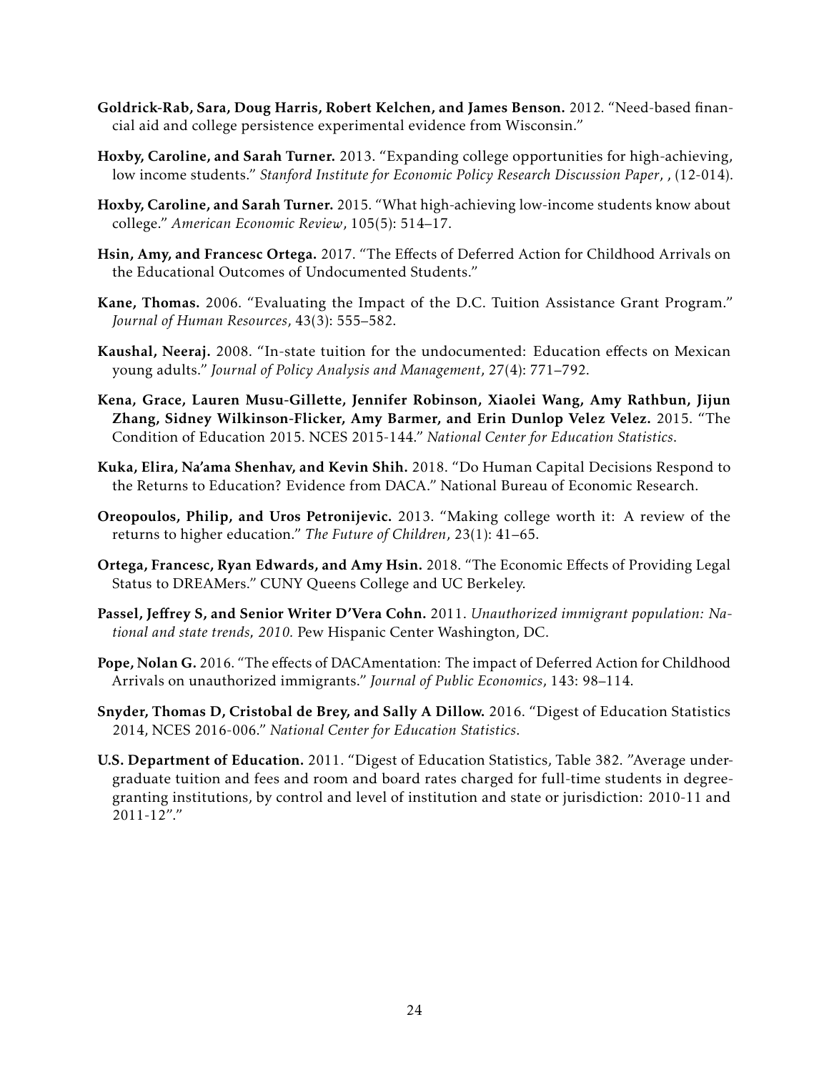**Goldrick-Rab, Sara, Doug Harris, Robert Kelchen, and James Benson.** 2012. "Need-based financial aid and college persistence experimental evidence from Wisconsin."

**Hoxby, Caroline, and Sarah Turner.** 2013. "Expanding college opportunities for high-achieving, low income students." *Stanford Institute for Economic Policy Research Discussion Paper*, , (12-014).

**Hoxby, Caroline, and Sarah Turner.** 2015. "What high-achieving low-income students know about college." *American Economic Review*, 105(5): 514–17.

**Hsin, Amy, and Francesc Ortega.** 2017. "The Effects of Deferred Action for Childhood Arrivals on the Educational Outcomes of Undocumented Students."

**Kane, Thomas.** 2006. "Evaluating the Impact of the D.C. Tuition Assistance Grant Program." *Journal of Human Resources*, 43(3): 555–582.

**Kaushal, Neeraj.** 2008. "In-state tuition for the undocumented: Education effects on Mexican young adults." *Journal of Policy Analysis and Management*, 27(4): 771–792.

**Kena, Grace, Lauren Musu-Gillette, Jennifer Robinson, Xiaolei Wang, Amy Rathbun, Jijun Zhang, Sidney Wilkinson-Flicker, Amy Barmer, and Erin Dunlop Velez Velez.** 2015. "The Condition of Education 2015. NCES 2015-144." *National Center for Education Statistics*.

**Kuka, Elira, Na'ama Shenhav, and Kevin Shih.** 2018. "Do Human Capital Decisions Respond to the Returns to Education? Evidence from DACA." National Bureau of Economic Research.

**Oreopoulos, Philip, and Uros Petronijevic.** 2013. "Making college worth it: A review of the returns to higher education." *The Future of Children*, 23(1): 41–65.

**Ortega, Francesc, Ryan Edwards, and Amy Hsin.** 2018. "The Economic Effects of Providing Legal Status to DREAMers." CUNY Queens College and UC Berkeley.

**Passel, Jeffrey S, and Senior Writer D'Vera Cohn.** 2011. *Unauthorized immigrant population: National and state trends, 2010.* Pew Hispanic Center Washington, DC.

**Pope, Nolan G.** 2016. "The effects of DACAmentation: The impact of Deferred Action for Childhood Arrivals on unauthorized immigrants." *Journal of Public Economics*, 143: 98–114.

**Snyder, Thomas D, Cristobal de Brey, and Sally A Dillow.** 2016. "Digest of Education Statistics 2014, NCES 2016-006." *National Center for Education Statistics*.

**U.S. Department of Education.** 2011. "Digest of Education Statistics, Table 382. "Average undergraduate tuition and fees and room and board rates charged for full-time students in degree-granting institutions, by control and level of institution and state or jurisdiction: 2010-11 and 2011-12"."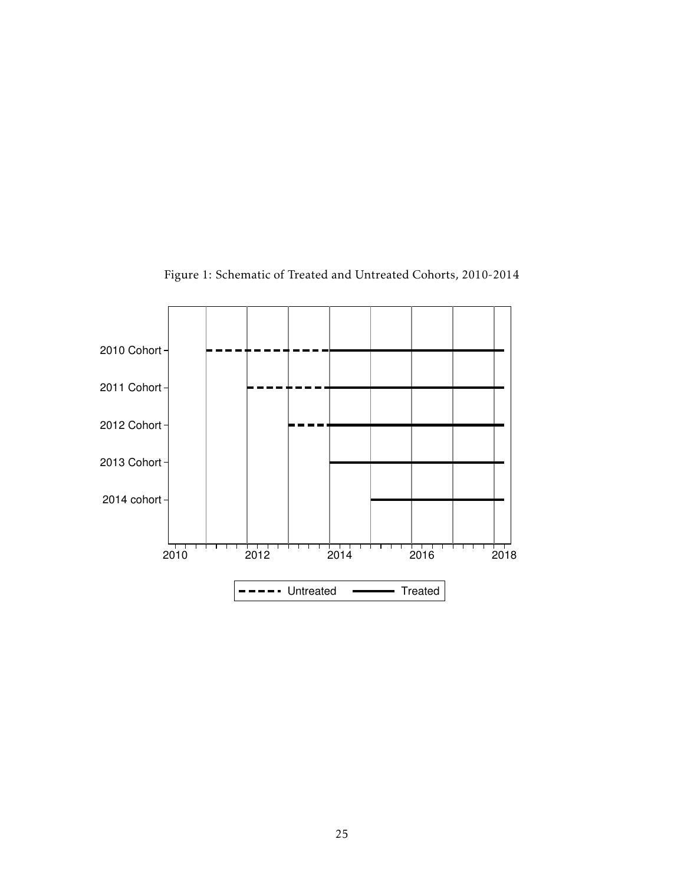Figure 1: Schematic of Treated and Untreated Cohorts, 2010-2014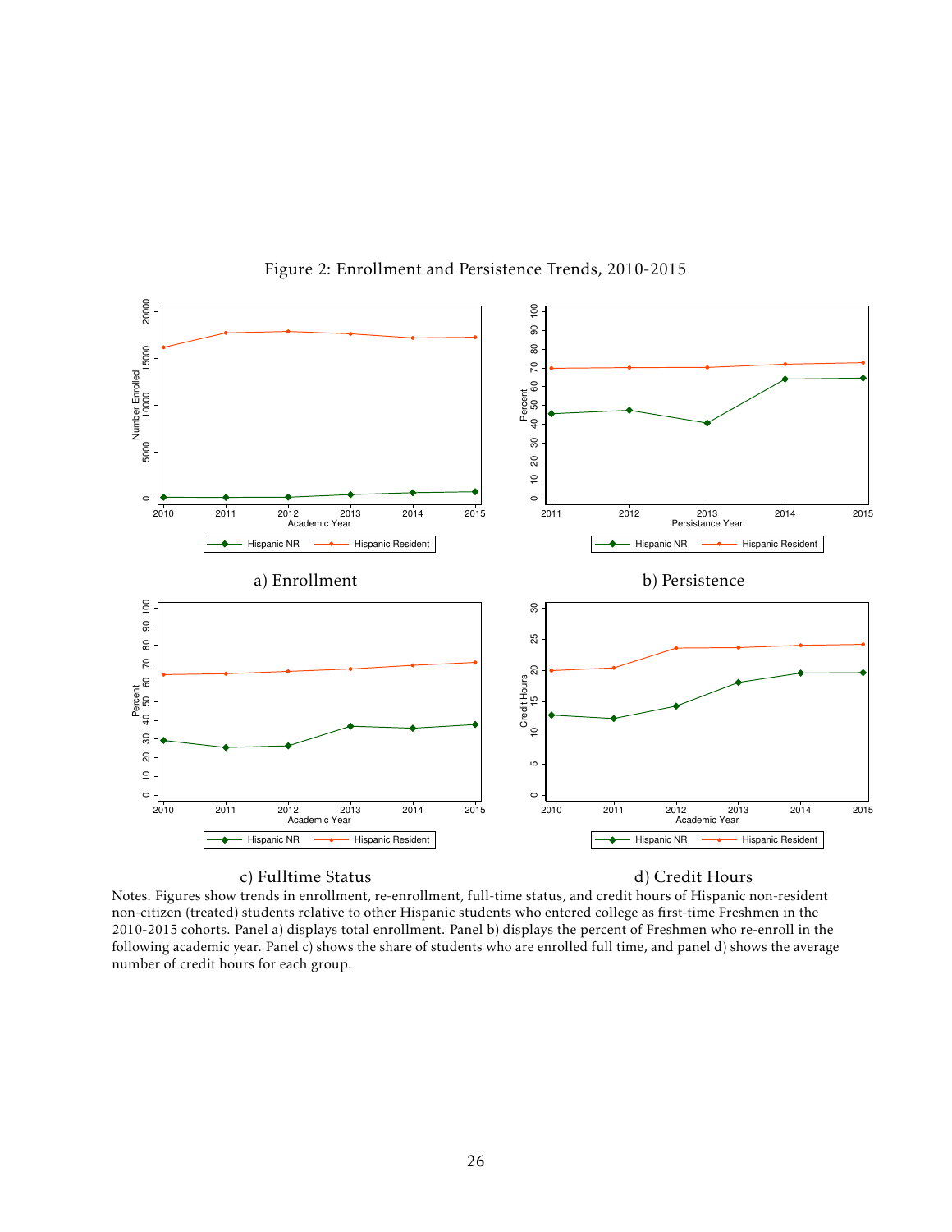Figure 2: Enrollment and Persistence Trends, 2010-2015

a) Enrollment

b) Persistence

c) Fulltime Status

d) Credit Hours

Notes. Figures show trends in enrollment, re-enrollment, full-time status, and credit hours of Hispanic non-resident non-citizen (treated) students relative to other Hispanic students who entered college as first-time Freshmen in the 2010-2015 cohorts. Panel a) displays total enrollment. Panel b) displays the percent of Freshmen who re-enroll in the following academic year. Panel c) shows the share of students who are enrolled full time, and panel d) shows the average number of credit hours for each group.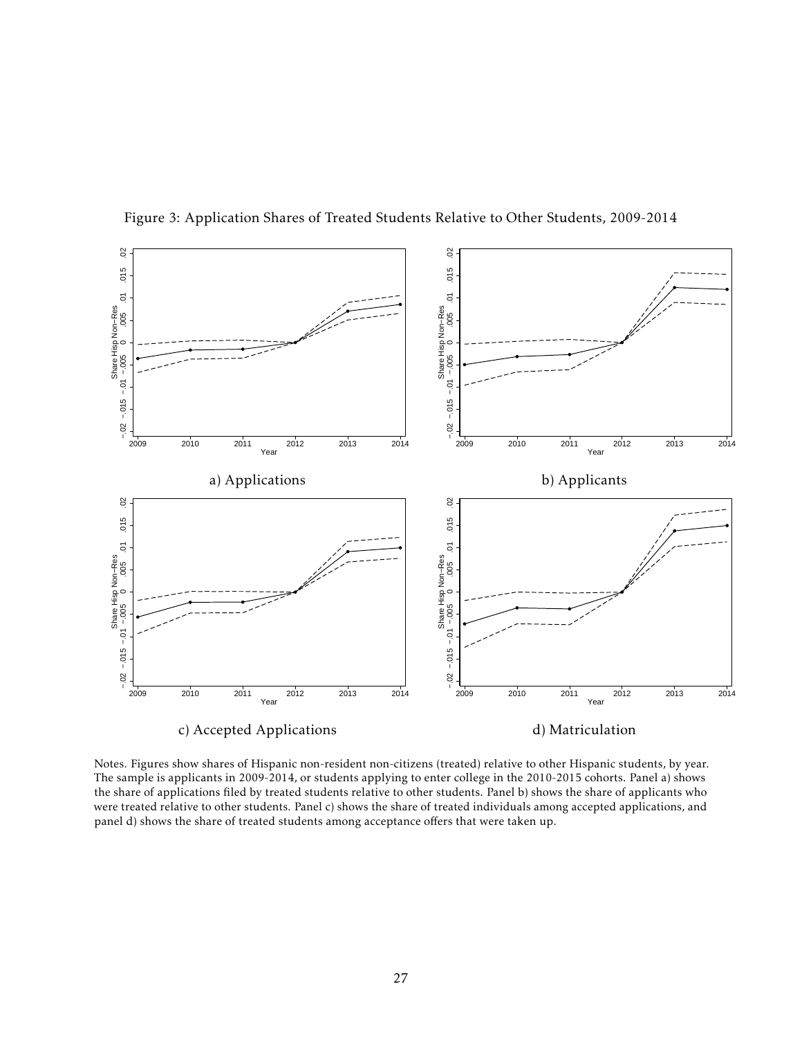Figure 3: Application Shares of Treated Students Relative to Other Students, 2009-2014

a) Applications

b) Applicants

c) Accepted Applications

d) Matriculation

Notes. Figures show shares of Hispanic non-resident non-citizens (treated) relative to other Hispanic students, by year. The sample is applicants in 2009-2014, or students applying to enter college in the 2010-2015 cohorts. Panel a) shows the share of applications filed by treated students relative to other students. Panel b) shows the share of applicants who were treated relative to other students. Panel c) shows the share of treated individuals among accepted applications, and panel d) shows the share of treated students among acceptance offers that were taken up.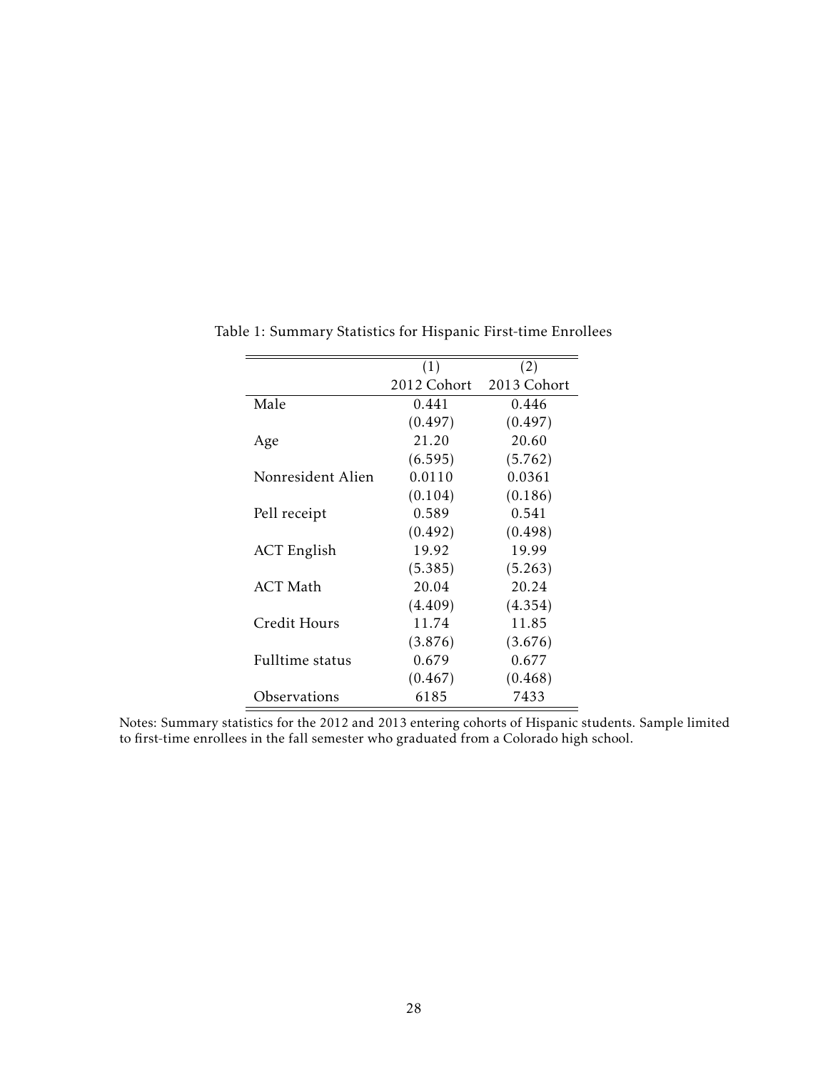Table 1: Summary Statistics for Hispanic First-time Enrollees

| | (1) | (2) |
|---|---|---|
| | 2012 Cohort | 2013 Cohort |
| Male | 0.441 | 0.446 |
| | (0.497) | (0.497) |
| Age | 21.20 | 20.60 |
| | (6.595) | (5.762) |
| Nonresident Alien | 0.0110 | 0.0361 |
| | (0.104) | (0.186) |
| Pell receipt | 0.589 | 0.541 |
| | (0.492) | (0.498) |
| ACT English | 19.92 | 19.99 |
| | (5.385) | (5.263) |
| ACT Math | 20.04 | 20.24 |
| | (4.409) | (4.354) |
| Credit Hours | 11.74 | 11.85 |
| | (3.876) | (3.676) |
| Fulltime status | 0.679 | 0.677 |
| | (0.467) | (0.468) |
| Observations | 6185 | 7433 |

Notes: Summary statistics for the 2012 and 2013 entering cohorts of Hispanic students. Sample limited to first-time enrollees in the fall semester who graduated from a Colorado high school.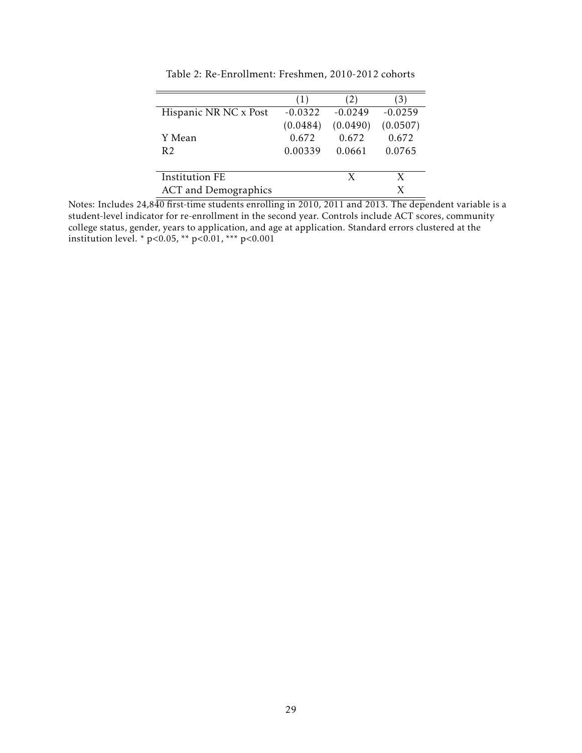Table 2: Re-Enrollment: Freshmen, 2010-2012 cohorts

| | (1) | (2) | (3) |
|---|---|---|---|
| Hispanic NR NC x Post | -0.0322 | -0.0249 | -0.0259 |
| | (0.0484) | (0.0490) | (0.0507) |
| Y Mean | 0.672 | 0.672 | 0.672 |
| R2 | 0.00339 | 0.0661 | 0.0765 |
| Institution FE | | X | X |
| ACT and Demographics | | | X |

Notes: Includes 24,840 first-time students enrolling in 2010, 2011 and 2013. The dependent variable is a student-level indicator for re-enrollment in the second year. Controls include ACT scores, community college status, gender, years to application, and age at application. Standard errors clustered at the institution level. * $p<0.05$, ** $p<0.01$, *** $p<0.001$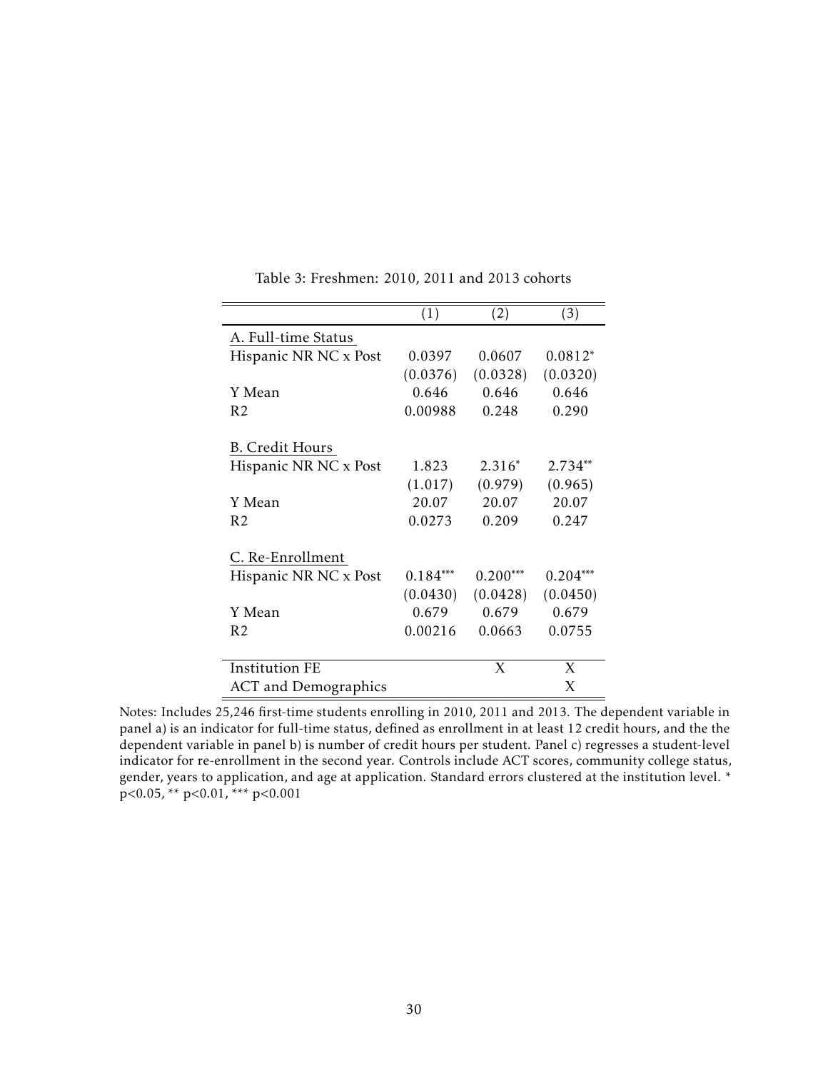Table 3: Freshmen: 2010, 2011 and 2013 cohorts

| | (1) | (2) | (3) |
|---|---|---|---|
| A. Full-time Status | | | |
| Hispanic NR NC x Post | 0.0397 | 0.0607 | 0.0812* |
| | (0.0376) | (0.0328) | (0.0320) |
| Y Mean | 0.646 | 0.646 | 0.646 |
| R2 | 0.00988 | 0.248 | 0.290 |
| B. Credit Hours | | | |
| Hispanic NR NC x Post | 1.823 | 2.316* | 2.734** |
| | (1.017) | (0.979) | (0.965) |
| Y Mean | 20.07 | 20.07 | 20.07 |
| R2 | 0.0273 | 0.209 | 0.247 |
| C. Re-Enrollment | | | |
| Hispanic NR NC x Post | 0.184*** | 0.200*** | 0.204*** |
| | (0.0430) | (0.0428) | (0.0450) |
| Y Mean | 0.679 | 0.679 | 0.679 |
| R2 | 0.00216 | 0.0663 | 0.0755 |
| Institution FE | | X | X |
| ACT and Demographics | | | X |

Notes: Includes 25,246 first-time students enrolling in 2010, 2011 and 2013. The dependent variable in panel a) is an indicator for full-time status, defined as enrollment in at least 12 credit hours, and the the dependent variable in panel b) is number of credit hours per student. Panel c) regresses a student-level indicator for re-enrollment in the second year. Controls include ACT scores, community college status, gender, years to application, and age at application. Standard errors clustered at the institution level. * $p<0.05$, ** $p<0.01$, *** $p<0.001$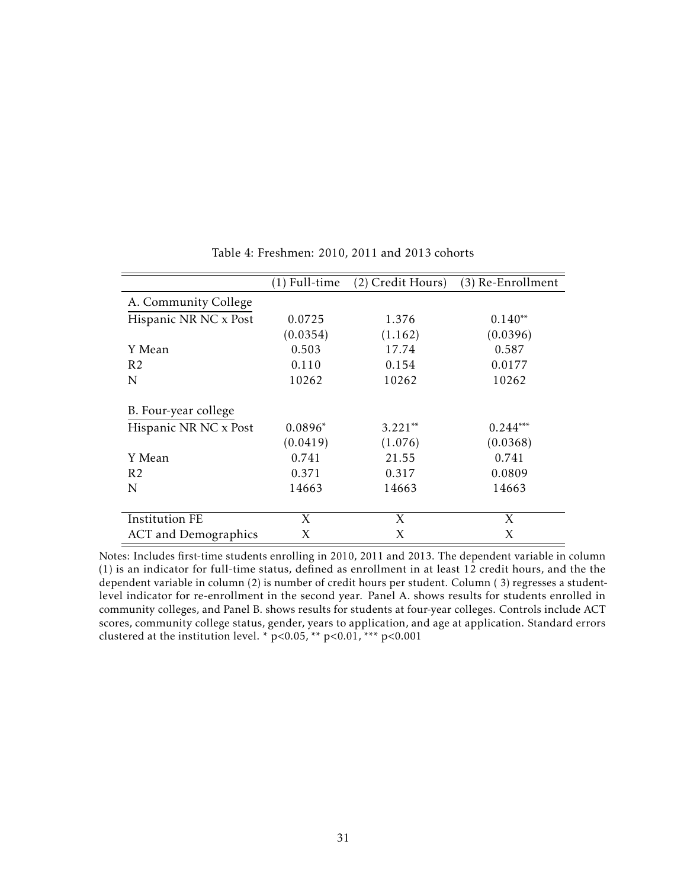Table 4: Freshmen: 2010, 2011 and 2013 cohorts

| | (1) Full-time | (2) Credit Hours) | (3) Re-Enrollment |
|---|---|---|---|
| A. Community College | | | |
| Hispanic NR NC x Post | 0.0725 | 1.376 | 0.140** |
| | (0.0354) | (1.162) | (0.0396) |
| Y Mean | 0.503 | 17.74 | 0.587 |
| R2 | 0.110 | 0.154 | 0.0177 |
| N | 10262 | 10262 | 10262 |
| B. Four-year college | | | |
| Hispanic NR NC x Post | 0.0896* | 3.221** | 0.244*** |
| | (0.0419) | (1.076) | (0.0368) |
| Y Mean | 0.741 | 21.55 | 0.741 |
| R2 | 0.371 | 0.317 | 0.0809 |
| N | 14663 | 14663 | 14663 |
| Institution FE | X | X | X |
| ACT and Demographics | X | X | X |

Notes: Includes first-time students enrolling in 2010, 2011 and 2013. The dependent variable in column (1) is an indicator for full-time status, defined as enrollment in at least 12 credit hours, and the the dependent variable in column (2) is number of credit hours per student. Column ( 3) regresses a student-level indicator for re-enrollment in the second year. Panel A. shows results for students enrolled in community colleges, and Panel B. shows results for students at four-year colleges. Controls include ACT scores, community college status, gender, years to application, and age at application. Standard errors clustered at the institution level. * $p<0.05$, ** $p<0.01$, *** $p<0.001$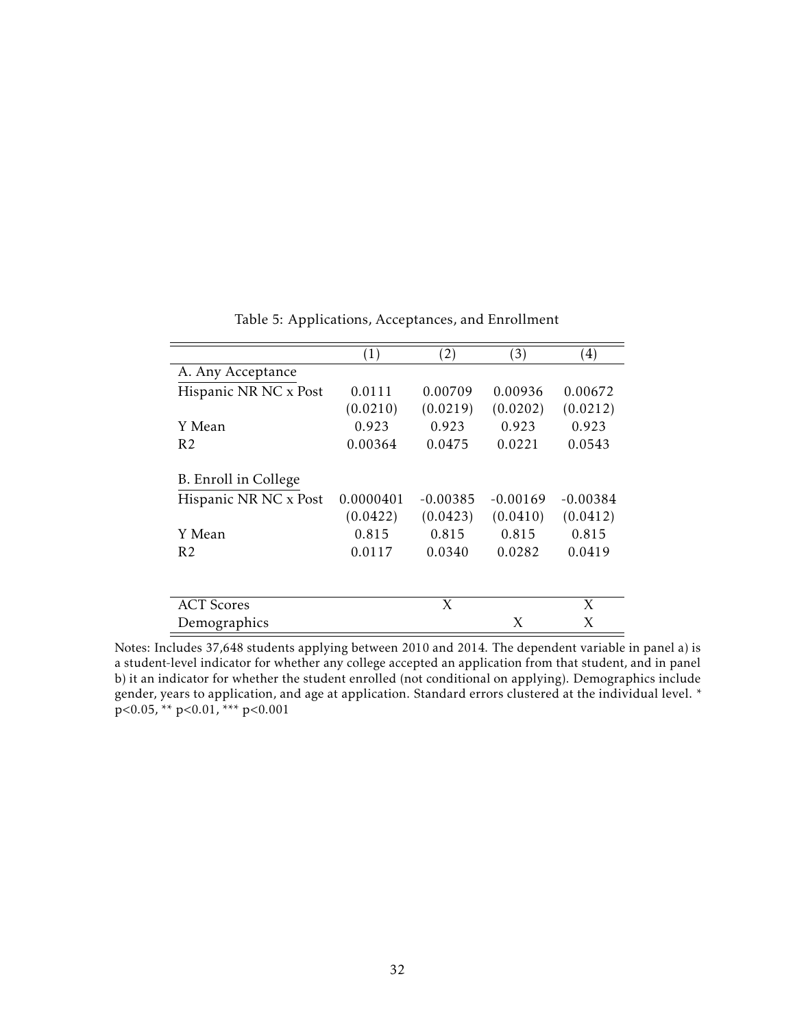Table 5: Applications, Acceptances, and Enrollment

| | (1) | (2) | (3) | (4) |
|---|---|---|---|---|
| A. Any Acceptance | | | | |
| Hispanic NR NC x Post | 0.0111 | 0.00709 | 0.00936 | 0.00672 |
| | (0.0210) | (0.0219) | (0.0202) | (0.0212) |
| Y Mean | 0.923 | 0.923 | 0.923 | 0.923 |
| R2 | 0.00364 | 0.0475 | 0.0221 | 0.0543 |
| B. Enroll in College | | | | |
| Hispanic NR NC x Post | 0.0000401 | -0.00385 | -0.00169 | -0.00384 |
| | (0.0422) | (0.0423) | (0.0410) | (0.0412) |
| Y Mean | 0.815 | 0.815 | 0.815 | 0.815 |
| R2 | 0.0117 | 0.0340 | 0.0282 | 0.0419 |
| ACT Scores | | X | | X |
| Demographics | | | X | X |

Notes: Includes 37,648 students applying between 2010 and 2014. The dependent variable in panel a) is a student-level indicator for whether any college accepted an application from that student, and in panel b) it an indicator for whether the student enrolled (not conditional on applying). Demographics include gender, years to application, and age at application. Standard errors clustered at the individual level. * p<0.05, ** p<0.01, *** p<0.001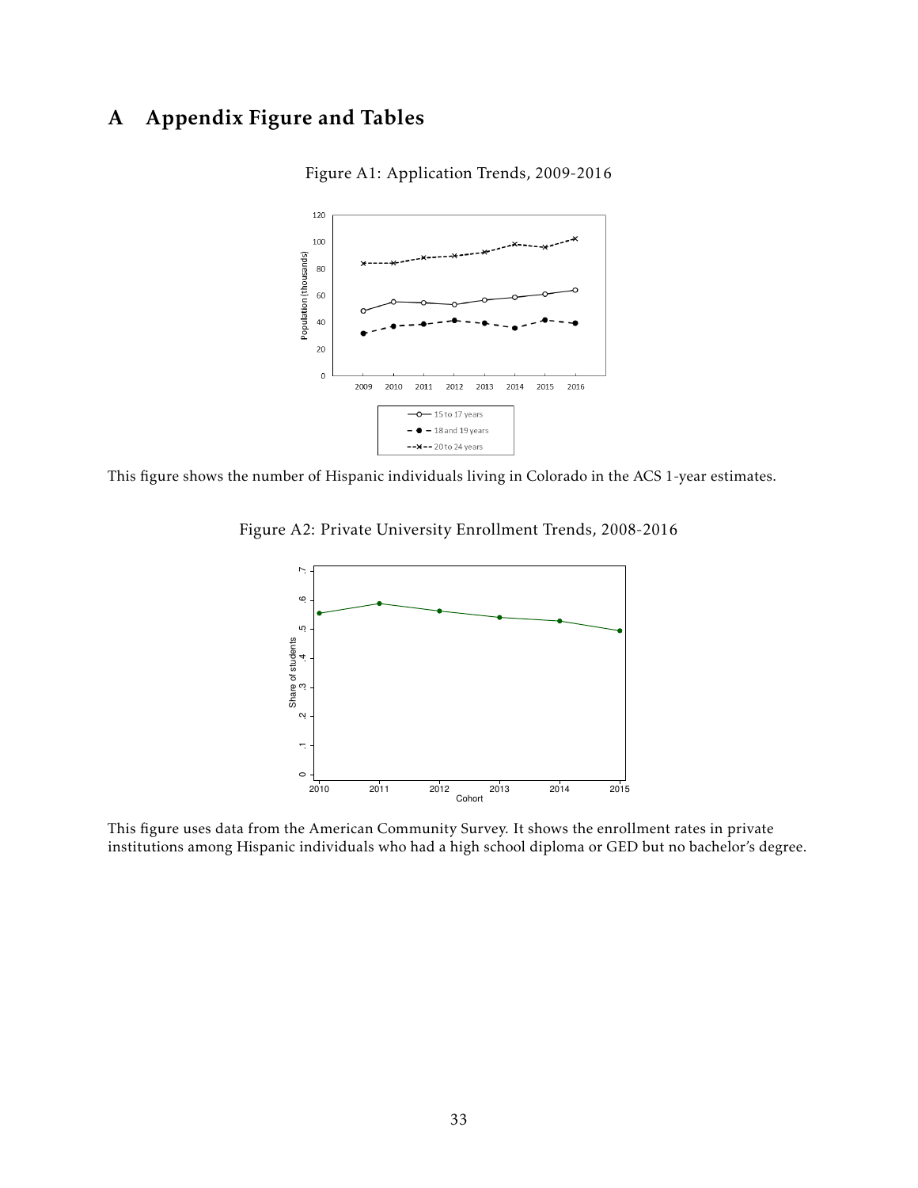# A Appendix Figure and Tables

Figure A1: Application Trends, 2009-2016

This figure shows the number of Hispanic individuals living in Colorado in the ACS 1-year estimates.

Figure A2: Private University Enrollment Trends, 2008-2016

This figure uses data from the American Community Survey. It shows the enrollment rates in private institutions among Hispanic individuals who had a high school diploma or GED but no bachelor's degree.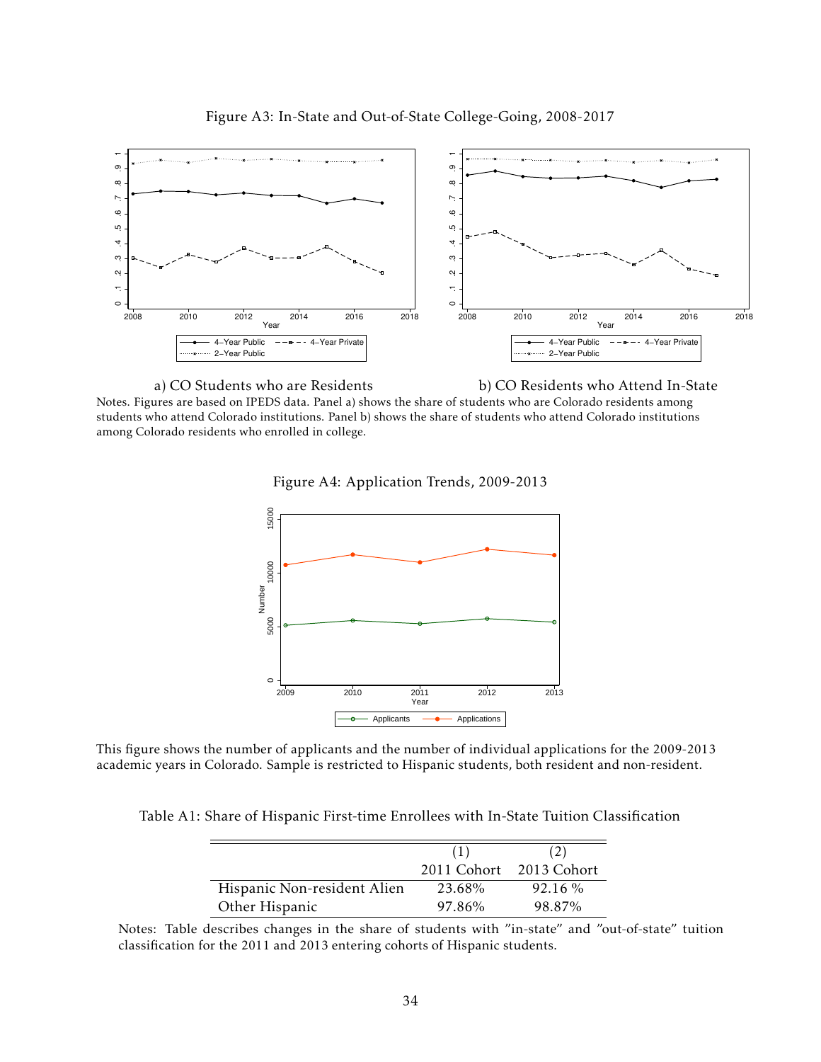Figure A3: In-State and Out-of-State College-Going, 2008-2017

a) CO Students who are Residents

b) CO Residents who Attend In-State

Notes. Figures are based on IPEDS data. Panel a) shows the share of students who are Colorado residents among students who attend Colorado institutions. Panel b) shows the share of students who attend Colorado institutions among Colorado residents who enrolled in college.

Figure A4: Application Trends, 2009-2013

This figure shows the number of applicants and the number of individual applications for the 2009-2013 academic years in Colorado. Sample is restricted to Hispanic students, both resident and non-resident.

Table A1: Share of Hispanic First-time Enrollees with In-State Tuition Classification

| | (1) | (2) |
|---|---|---|
| | 2011 Cohort | 2013 Cohort |
| Hispanic Non-resident Alien | 23.68% | 92.16 % |
| Other Hispanic | 97.86% | 98.87% |

Notes: Table describes changes in the share of students with "in-state" and "out-of-state" tuition classification for the 2011 and 2013 entering cohorts of Hispanic students.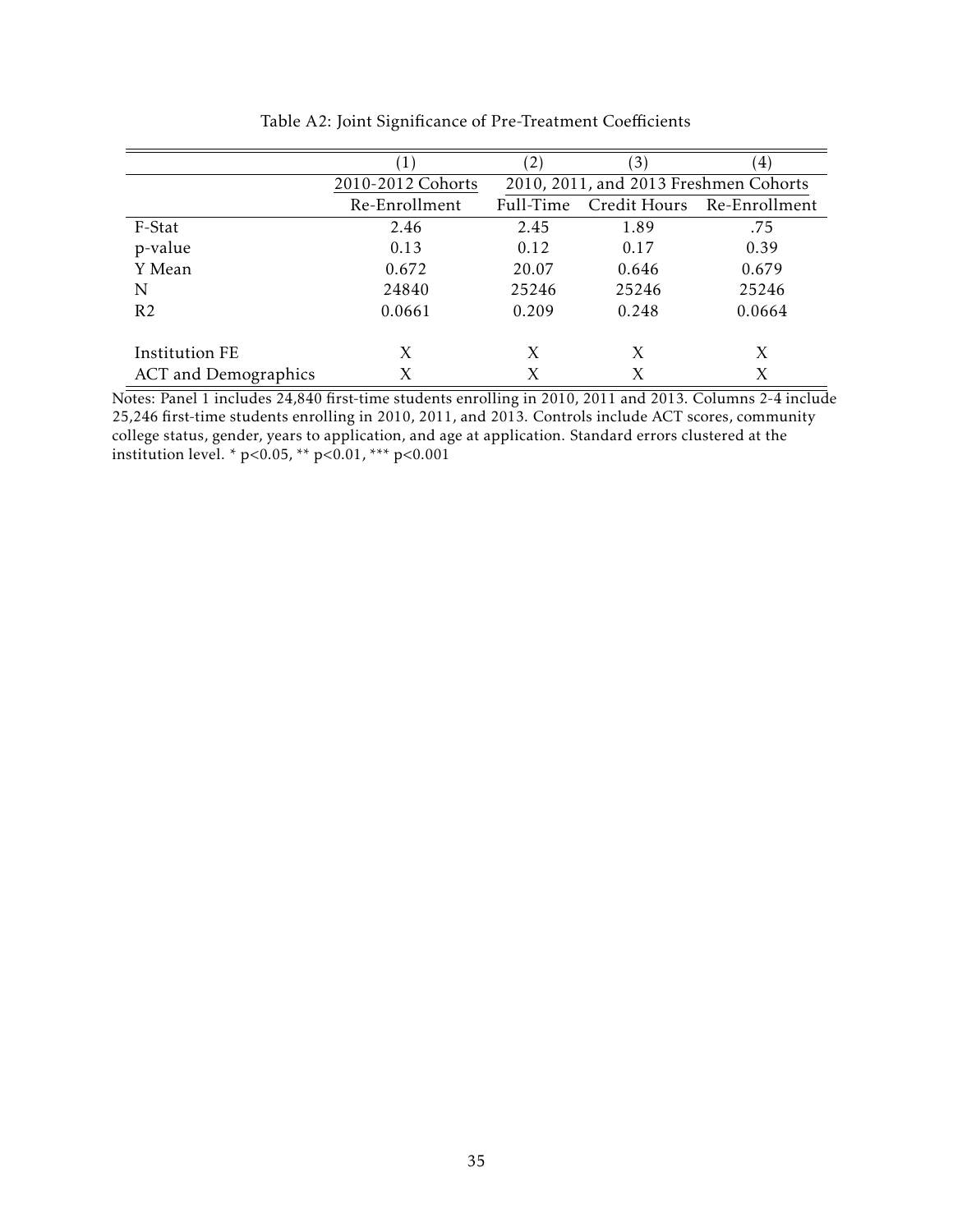Table A2: Joint Significance of Pre-Treatment Coefficients

| | (1) | (2) | (3) | (4) |
|---|---|---|---|---|
| | 2010-2012 Cohorts | 2010, 2011, and 2013 Freshmen Cohorts | | |
| | Re-Enrollment | Full-Time | Credit Hours | Re-Enrollment |
| F-Stat | 2.46 | 2.45 | 1.89 | .75 |
| p-value | 0.13 | 0.12 | 0.17 | 0.39 |
| Y Mean | 0.672 | 20.07 | 0.646 | 0.679 |
| N | 24840 | 25246 | 25246 | 25246 |
| R2 | 0.0661 | 0.209 | 0.248 | 0.0664 |
| Institution FE | X | X | X | X |
| ACT and Demographics | X | X | X | X |

Notes: Panel 1 includes 24,840 first-time students enrolling in 2010, 2011 and 2013. Columns 2-4 include 25,246 first-time students enrolling in 2010, 2011, and 2013. Controls include ACT scores, community college status, gender, years to application, and age at application. Standard errors clustered at the institution level. * $p<0.05$, ** $p<0.01$, *** $p<0.001$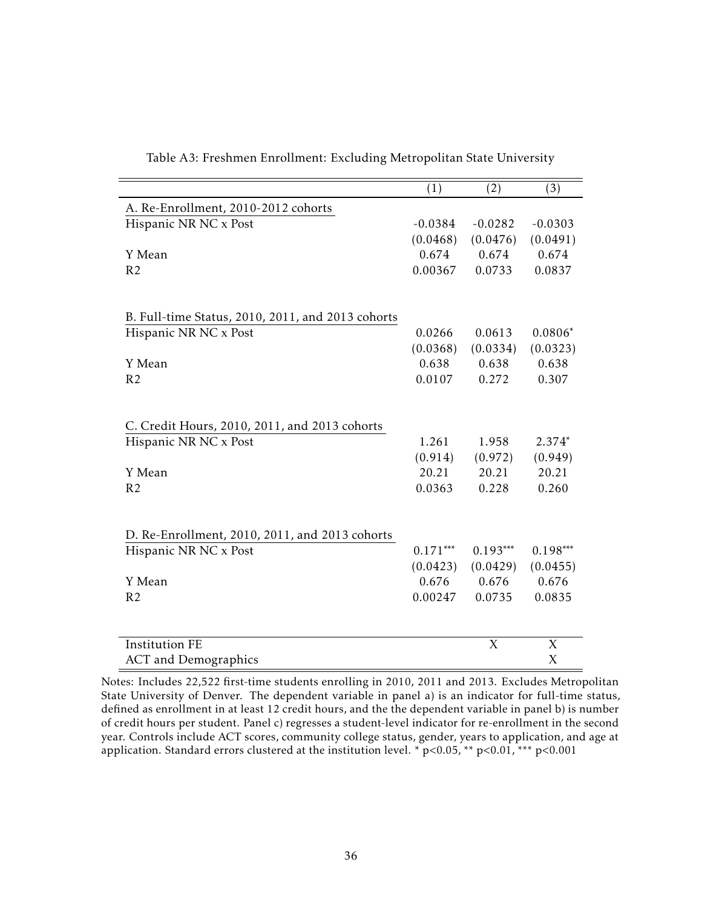Table A3: Freshmen Enrollment: Excluding Metropolitan State University

| | (1) | (2) | (3) |
|---|---|---|---|
| A. Re-Enrollment, 2010-2012 cohorts | | | |
| Hispanic NR NC x Post | -0.0384 | -0.0282 | -0.0303 |
| | (0.0468) | (0.0476) | (0.0491) |
| Y Mean | 0.674 | 0.674 | 0.674 |
| R2 | 0.00367 | 0.0733 | 0.0837 |
| B. Full-time Status, 2010, 2011, and 2013 cohorts | | | |
| Hispanic NR NC x Post | 0.0266 | 0.0613 | 0.0806* |
| | (0.0368) | (0.0334) | (0.0323) |
| Y Mean | 0.638 | 0.638 | 0.638 |
| R2 | 0.0107 | 0.272 | 0.307 |
| C. Credit Hours, 2010, 2011, and 2013 cohorts | | | |
| Hispanic NR NC x Post | 1.261 | 1.958 | 2.374* |
| | (0.914) | (0.972) | (0.949) |
| Y Mean | 20.21 | 20.21 | 20.21 |
| R2 | 0.0363 | 0.228 | 0.260 |
| D. Re-Enrollment, 2010, 2011, and 2013 cohorts | | | |
| Hispanic NR NC x Post | 0.171*** | 0.193*** | 0.198*** |
| | (0.0423) | (0.0429) | (0.0455) |
| Y Mean | 0.676 | 0.676 | 0.676 |
| R2 | 0.00247 | 0.0735 | 0.0835 |
| Institution FE | | X | X |
| ACT and Demographics | | | X |

Notes: Includes 22,522 first-time students enrolling in 2010, 2011 and 2013. Excludes Metropolitan State University of Denver. The dependent variable in panel a) is an indicator for full-time status, defined as enrollment in at least 12 credit hours, and the the dependent variable in panel b) is number of credit hours per student. Panel c) regresses a student-level indicator for re-enrollment in the second year. Controls include ACT scores, community college status, gender, years to application, and age at application. Standard errors clustered at the institution level. * $p<0.05$, ** $p<0.01$, *** $p<0.001$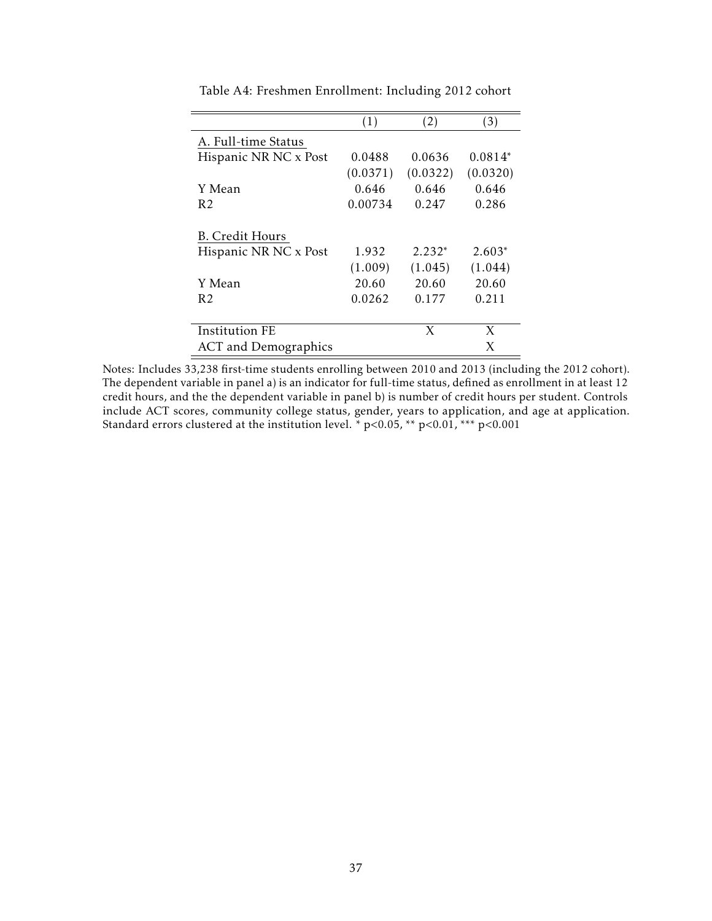Table A4: Freshmen Enrollment: Including 2012 cohort

| | (1) | (2) | (3) |
|---|---|---|---|
| A. Full-time Status | | | |
| Hispanic NR NC x Post | 0.0488 | 0.0636 | 0.0814* |
| | (0.0371) | (0.0322) | (0.0320) |
| Y Mean | 0.646 | 0.646 | 0.646 |
| R2 | 0.00734 | 0.247 | 0.286 |
| B. Credit Hours | | | |
| Hispanic NR NC x Post | 1.932 | 2.232* | 2.603* |
| | (1.009) | (1.045) | (1.044) |
| Y Mean | 20.60 | 20.60 | 20.60 |
| R2 | 0.0262 | 0.177 | 0.211 |
| Institution FE | | X | X |
| ACT and Demographics | | | X |

Notes: Includes 33,238 first-time students enrolling between 2010 and 2013 (including the 2012 cohort). The dependent variable in panel a) is an indicator for full-time status, defined as enrollment in at least 12 credit hours, and the the dependent variable in panel b) is number of credit hours per student. Controls include ACT scores, community college status, gender, years to application, and age at application. Standard errors clustered at the institution level. * $p<0.05$, ** $p<0.01$, *** $p<0.001$